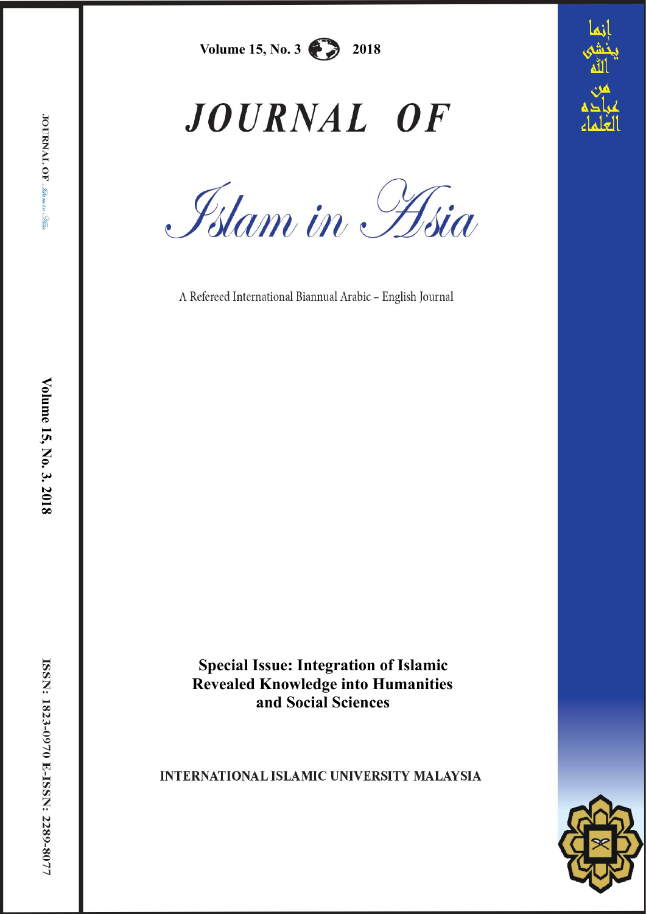**Volume 15, No. 3 2018**

# *JOURNAL OF*

# *Islam in Asia*

A Refereed International Biannual Arabic – English Journal

**Special Issue: Integration of Islamic Revealed Knowledge into Humanities and Social Sciences**

INTERNATIONAL ISLAMIC UNIVERSITY MALAYSIA

إنما يخشى الله من عباده العلماء

JOURNAL OF *Islam in Asia*

**Volume 15, No. 3. 2018**

**ISSN: 1823-0970 E-ISSN: 2289-8077**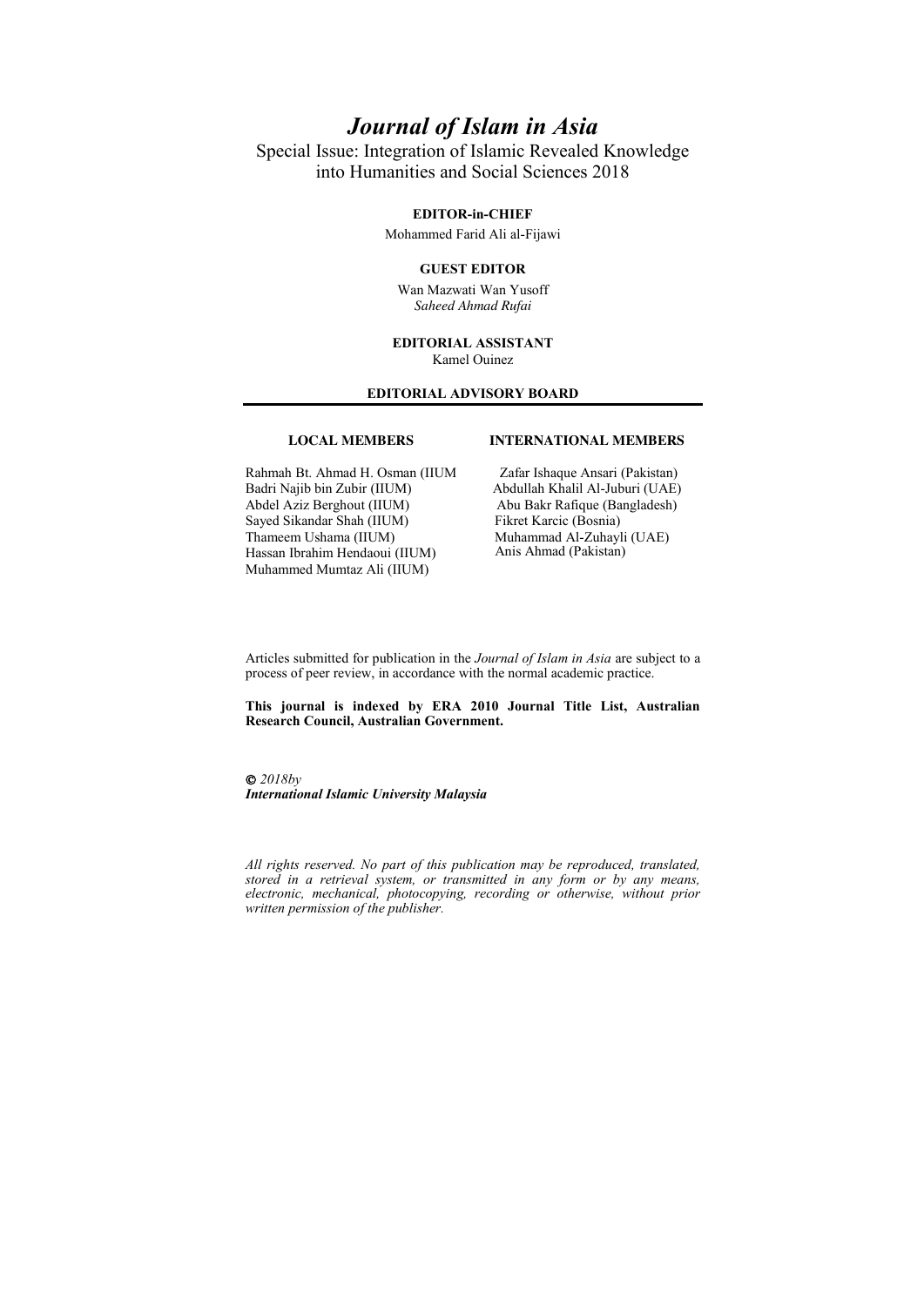# *Journal of Islam in Asia*

Special Issue: Integration of Islamic Revealed Knowledge into Humanities and Social Sciences 2018

**EDITOR-in-CHIEF**

Mohammed Farid Ali al-Fijawi

**GUEST EDITOR**

Wan Mazwati Wan Yusoff

*Saheed Ahmad Rufai*

**EDITORIAL ASSISTANT**

Kamel Ouinez

**EDITORIAL ADVISORY BOARD**

**LOCAL MEMBERS**

Rahmah Bt. Ahmad H. Osman (IIUM
Badri Najib bin Zubir (IIUM)
Abdel Aziz Berghout (IIUM)
Sayed Sikandar Shah (IIUM)
Thameem Ushama (IIUM)
Hassan Ibrahim Hendaoui (IIUM)
Muhammed Mumtaz Ali (IIUM)

**INTERNATIONAL MEMBERS**

Zafar Ishaque Ansari (Pakistan)
Abdullah Khalil Al-Juburi (UAE)
Abu Bakr Rafique (Bangladesh)
Fikret Karcic (Bosnia)
Muhammad Al-Zuhayli (UAE)
Anis Ahmad (Pakistan)

Articles submitted for publication in the *Journal of Islam in Asia* are subject to a process of peer review, in accordance with the normal academic practice.

**This journal is indexed by ERA 2010 Journal Title List, Australian Research Council, Australian Government.**

*© 2018by*
***International Islamic University Malaysia***

*All rights reserved. No part of this publication may be reproduced, translated, stored in a retrieval system, or transmitted in any form or by any means, electronic, mechanical, photocopying, recording or otherwise, without prior written permission of the publisher.*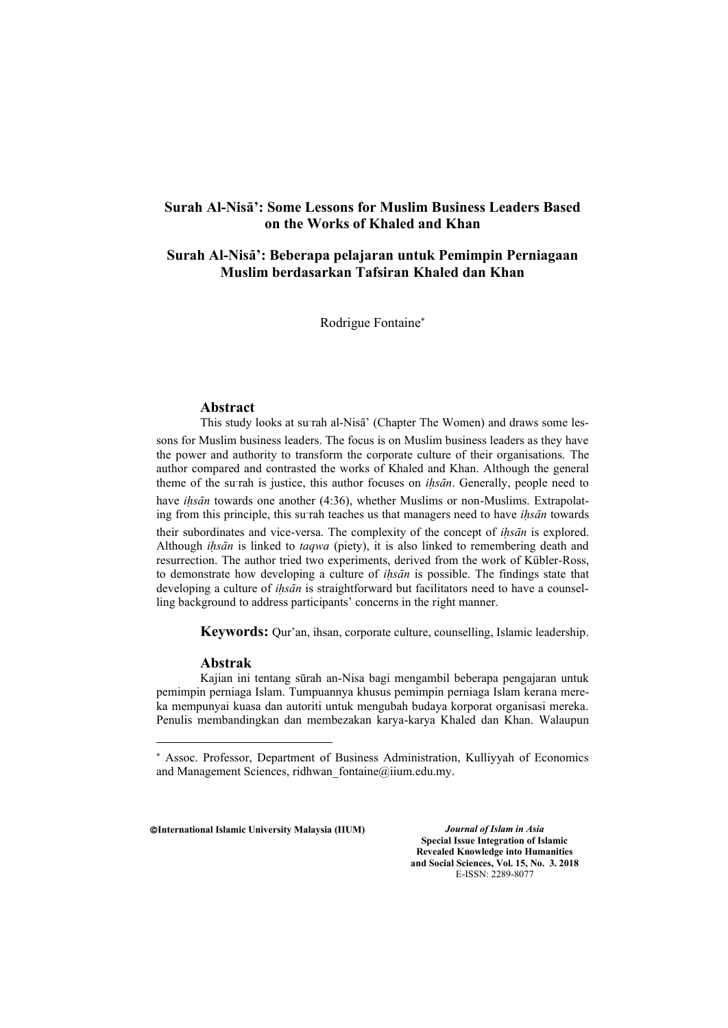# Surah Al-Nisā': Some Lessons for Muslim Business Leaders Based on the Works of Khaled and Khan

# Surah Al-Nisā': Beberapa pelajaran untuk Pemimpin Perniagaan Muslim berdasarkan Tafsiran Khaled dan Khan

Rodrigue Fontaine[*]

## Abstract

This study looks at su-rah al-Nisā' (Chapter The Women) and draws some lessons for Muslim business leaders. The focus is on Muslim business leaders as they have the power and authority to transform the corporate culture of their organisations. The author compared and contrasted the works of Khaled and Khan. Although the general theme of the su-rah is justice, this author focuses on *iḥsān*. Generally, people need to have *iḥsān* towards one another (4:36), whether Muslims or non-Muslims. Extrapolating from this principle, this su-rah teaches us that managers need to have *iḥsān* towards their subordinates and vice-versa. The complexity of the concept of *iḥsān* is explored. Although *iḥsān* is linked to *taqwa* (piety), it is also linked to remembering death and resurrection. The author tried two experiments, derived from the work of Kübler-Ross, to demonstrate how developing a culture of *iḥsān* is possible. The findings state that developing a culture of *iḥsān* is straightforward but facilitators need to have a counselling background to address participants' concerns in the right manner.

**Keywords:** Qur'an, ihsan, corporate culture, counselling, Islamic leadership.

## Abstrak

Kajian ini tentang sūrah an-Nisa bagi mengambil beberapa pengajaran untuk pemimpin perniaga Islam. Tumpuannya khusus pemimpin perniaga Islam kerana mereka mempunyai kuasa dan autoriti untuk mengubah budaya korporat organisasi mereka. Penulis membandingkan dan membezakan karya-karya Khaled dan Khan. Walaupun

---

[*] Assoc. Professor, Department of Business Administration, Kulliyyah of Economics and Management Sciences, ridhwan_fontaine@iium.edu.my.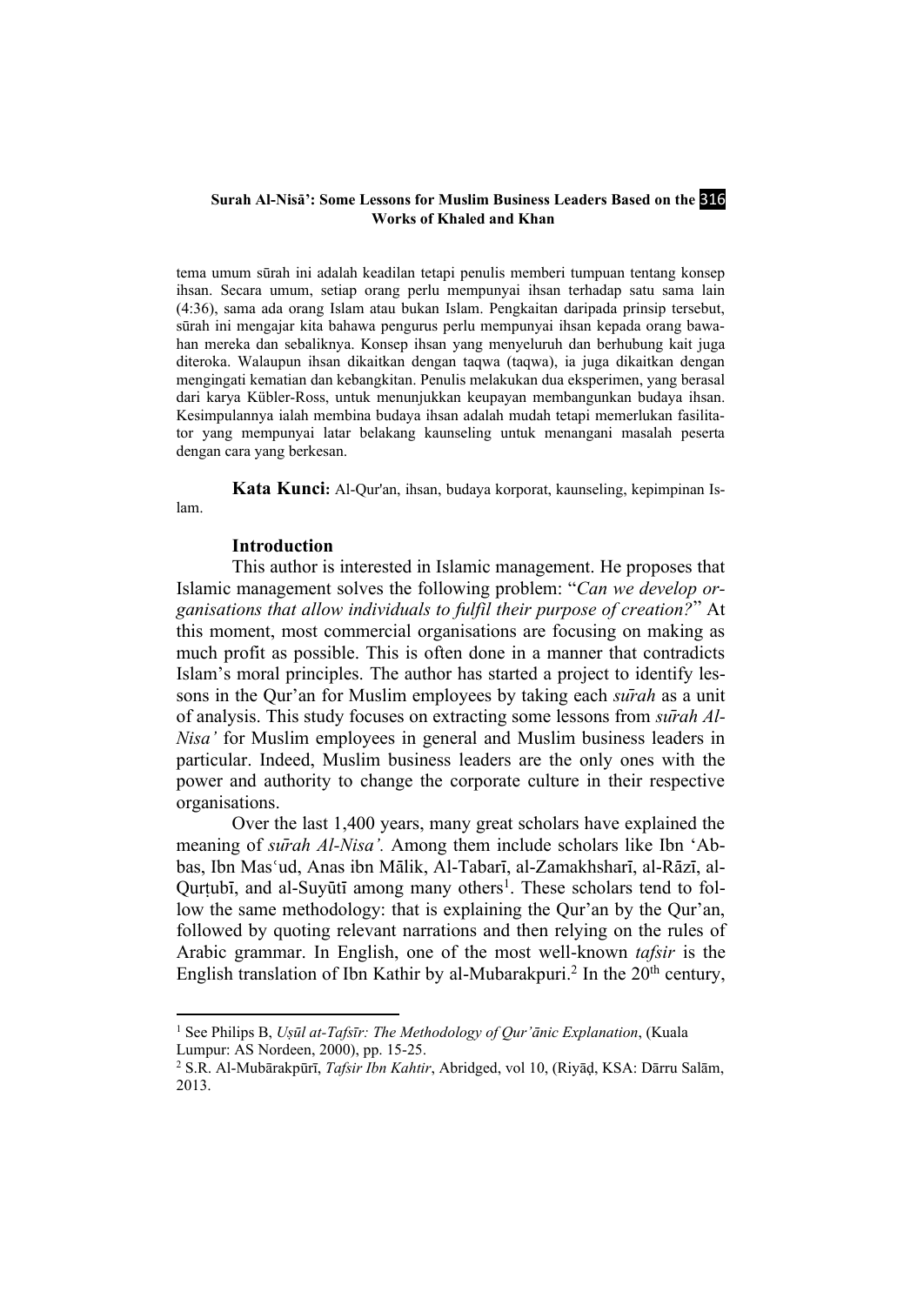tema umum sūrah ini adalah keadilan tetapi penulis memberi tumpuan tentang konsep ihsan. Secara umum, setiap orang perlu mempunyai ihsan terhadap satu sama lain (4:36), sama ada orang Islam atau bukan Islam. Pengkaitan daripada prinsip tersebut, sūrah ini mengajar kita bahawa pengurus perlu mempunyai ihsan kepada orang bawahan mereka dan sebaliknya. Konsep ihsan yang menyeluruh dan berhubung kait juga diteroka. Walaupun ihsan dikaitkan dengan taqwa (taqwa), ia juga dikaitkan dengan mengingati kematian dan kebangkitan. Penulis melakukan dua eksperimen, yang berasal dari karya Kübler-Ross, untuk menunjukkan keupayan membangunkan budaya ihsan. Kesimpulannya ialah membina budaya ihsan adalah mudah tetapi memerlukan fasilitator yang mempunyai latar belakang kaunseling untuk menangani masalah peserta dengan cara yang berkesan.

**Kata Kunci:** Al-Qur'an, ihsan, budaya korporat, kaunseling, kepimpinan Islam.

## Introduction

This author is interested in Islamic management. He proposes that Islamic management solves the following problem: "*Can we develop organisations that allow individuals to fulfil their purpose of creation?*" At this moment, most commercial organisations are focusing on making as much profit as possible. This is often done in a manner that contradicts Islam's moral principles. The author has started a project to identify lessons in the Qur'an for Muslim employees by taking each *sūrah* as a unit of analysis. This study focuses on extracting some lessons from *sūrah Al-Nisa'* for Muslim employees in general and Muslim business leaders in particular. Indeed, Muslim business leaders are the only ones with the power and authority to change the corporate culture in their respective organisations.

Over the last 1,400 years, many great scholars have explained the meaning of *sūrah Al-Nisa'.* Among them include scholars like Ibn 'Abbas, Ibn Masʿud, Anas ibn Mālik, Al-Tabarī, al-Zamakhsharī, al-Rāzī, al-Qurṭubī, and al-Suyūtī among many others[1]. These scholars tend to follow the same methodology: that is explaining the Qur'an by the Qur'an, followed by quoting relevant narrations and then relying on the rules of Arabic grammar. In English, one of the most well-known *tafsir* is the English translation of Ibn Kathir by al-Mubarakpuri.[2] In the 20th century,

---

[1] See Philips B, *Uṣūl at-Tafsīr: The Methodology of Qur'ānic Explanation*, (Kuala Lumpur: AS Nordeen, 2000), pp. 15-25.

[2] S.R. Al-Mubārakpūrī, *Tafsir Ibn Kahtir*, Abridged, vol 10, (Riyāḍ, KSA: Dārru Salām, 2013.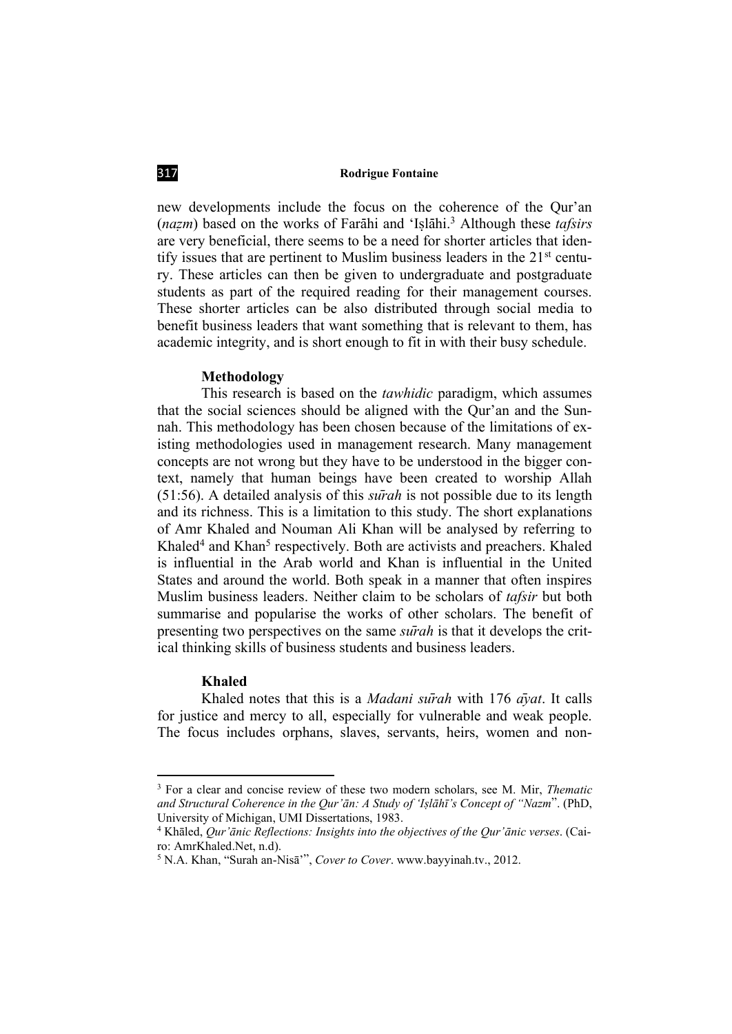new developments include the focus on the coherence of the Qur'an (*naẓm*) based on the works of Farāhi and 'Iṣlāhi.[3] Although these *tafsirs* are very beneficial, there seems to be a need for shorter articles that identify issues that are pertinent to Muslim business leaders in the 21st century. These articles can then be given to undergraduate and postgraduate students as part of the required reading for their management courses. These shorter articles can be also distributed through social media to benefit business leaders that want something that is relevant to them, has academic integrity, and is short enough to fit in with their busy schedule.

### Methodology

This research is based on the *tawhidic* paradigm, which assumes that the social sciences should be aligned with the Qur'an and the Sunnah. This methodology has been chosen because of the limitations of existing methodologies used in management research. Many management concepts are not wrong but they have to be understood in the bigger context, namely that human beings have been created to worship Allah (51:56). A detailed analysis of this *sūrah* is not possible due to its length and its richness. This is a limitation to this study. The short explanations of Amr Khaled and Nouman Ali Khan will be analysed by referring to Khaled[4] and Khan[5] respectively. Both are activists and preachers. Khaled is influential in the Arab world and Khan is influential in the United States and around the world. Both speak in a manner that often inspires Muslim business leaders. Neither claim to be scholars of *tafsir* but both summarise and popularise the works of other scholars. The benefit of presenting two perspectives on the same *sūrah* is that it develops the critical thinking skills of business students and business leaders.

### Khaled

Khaled notes that this is a *Madani sūrah* with 176 *āyat*. It calls for justice and mercy to all, especially for vulnerable and weak people. The focus includes orphans, slaves, servants, heirs, women and non-

---

[3] For a clear and concise review of these two modern scholars, see M. Mir, *Thematic and Structural Coherence in the Qur'ān: A Study of 'Iṣlāhī's Concept of "Nazm*". (PhD, University of Michigan, UMI Dissertations, 1983.

[4] Khāled, *Qur'ānic Reflections: Insights into the objectives of the Qur'ānic verses*. (Cairo: AmrKhaled.Net, n.d).

[5] N.A. Khan, "Surah an-Nisā'", *Cover to Cover*. www.bayyinah.tv., 2012.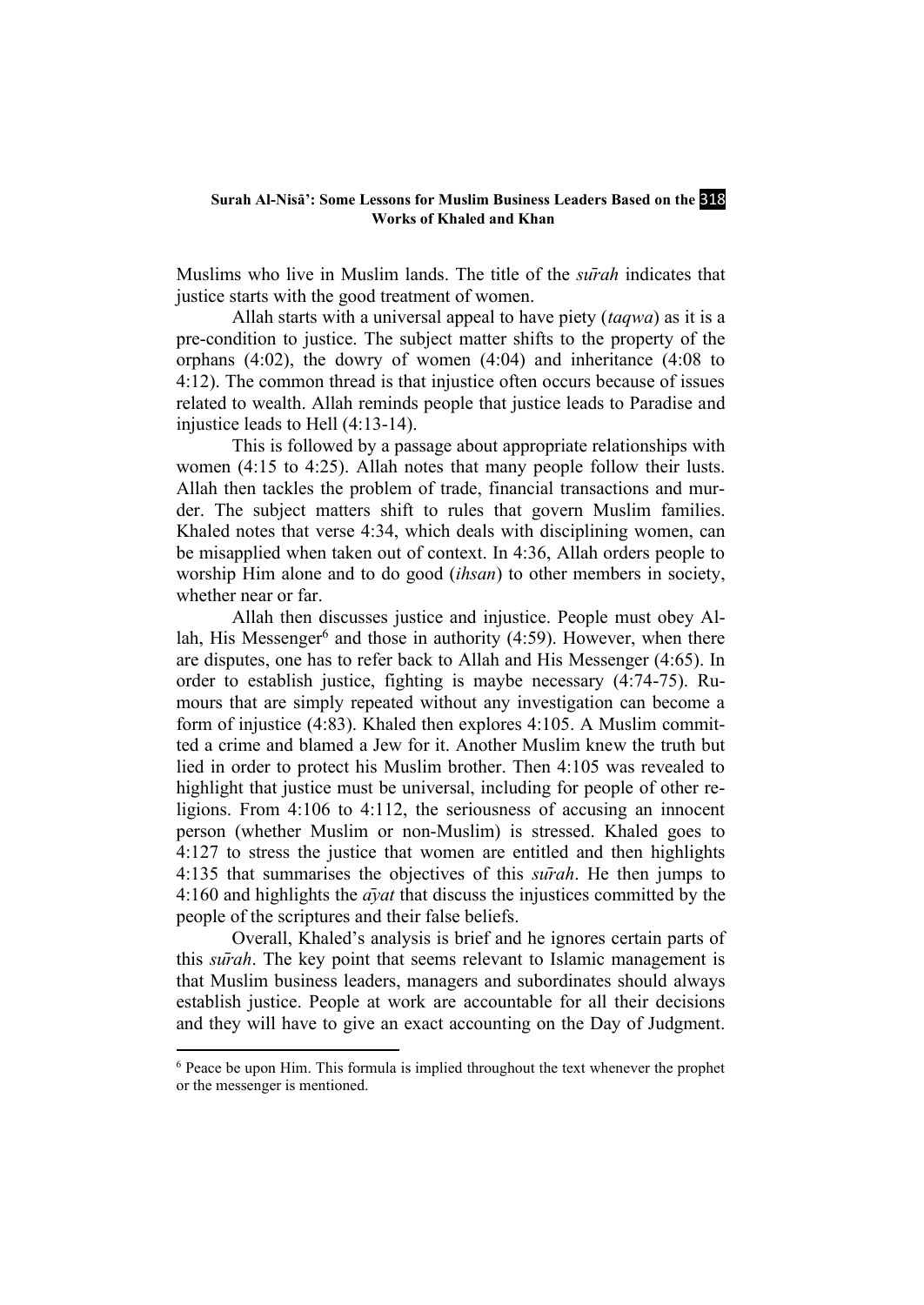Muslims who live in Muslim lands. The title of the *surah* indicates that justice starts with the good treatment of women.

Allah starts with a universal appeal to have piety (*taqwa*) as it is a pre-condition to justice. The subject matter shifts to the property of the orphans (4:02), the dowry of women (4:04) and inheritance (4:08 to 4:12). The common thread is that injustice often occurs because of issues related to wealth. Allah reminds people that justice leads to Paradise and injustice leads to Hell (4:13-14).

This is followed by a passage about appropriate relationships with women (4:15 to 4:25). Allah notes that many people follow their lusts. Allah then tackles the problem of trade, financial transactions and murder. The subject matters shift to rules that govern Muslim families. Khaled notes that verse 4:34, which deals with disciplining women, can be misapplied when taken out of context. In 4:36, Allah orders people to worship Him alone and to do good (*ihsan*) to other members in society, whether near or far.

Allah then discusses justice and injustice. People must obey Allah, His Messenger[6] and those in authority (4:59). However, when there are disputes, one has to refer back to Allah and His Messenger (4:65). In order to establish justice, fighting is maybe necessary (4:74-75). Rumours that are simply repeated without any investigation can become a form of injustice (4:83). Khaled then explores 4:105. A Muslim committed a crime and blamed a Jew for it. Another Muslim knew the truth but lied in order to protect his Muslim brother. Then 4:105 was revealed to highlight that justice must be universal, including for people of other religions. From 4:106 to 4:112, the seriousness of accusing an innocent person (whether Muslim or non-Muslim) is stressed. Khaled goes to 4:127 to stress the justice that women are entitled and then highlights 4:135 that summarises the objectives of this *surah*. He then jumps to 4:160 and highlights the *āyat* that discuss the injustices committed by the people of the scriptures and their false beliefs.

Overall, Khaled's analysis is brief and he ignores certain parts of this *surah*. The key point that seems relevant to Islamic management is that Muslim business leaders, managers and subordinates should always establish justice. People at work are accountable for all their decisions and they will have to give an exact accounting on the Day of Judgment.

[6] Peace be upon Him. This formula is implied throughout the text whenever the prophet or the messenger is mentioned.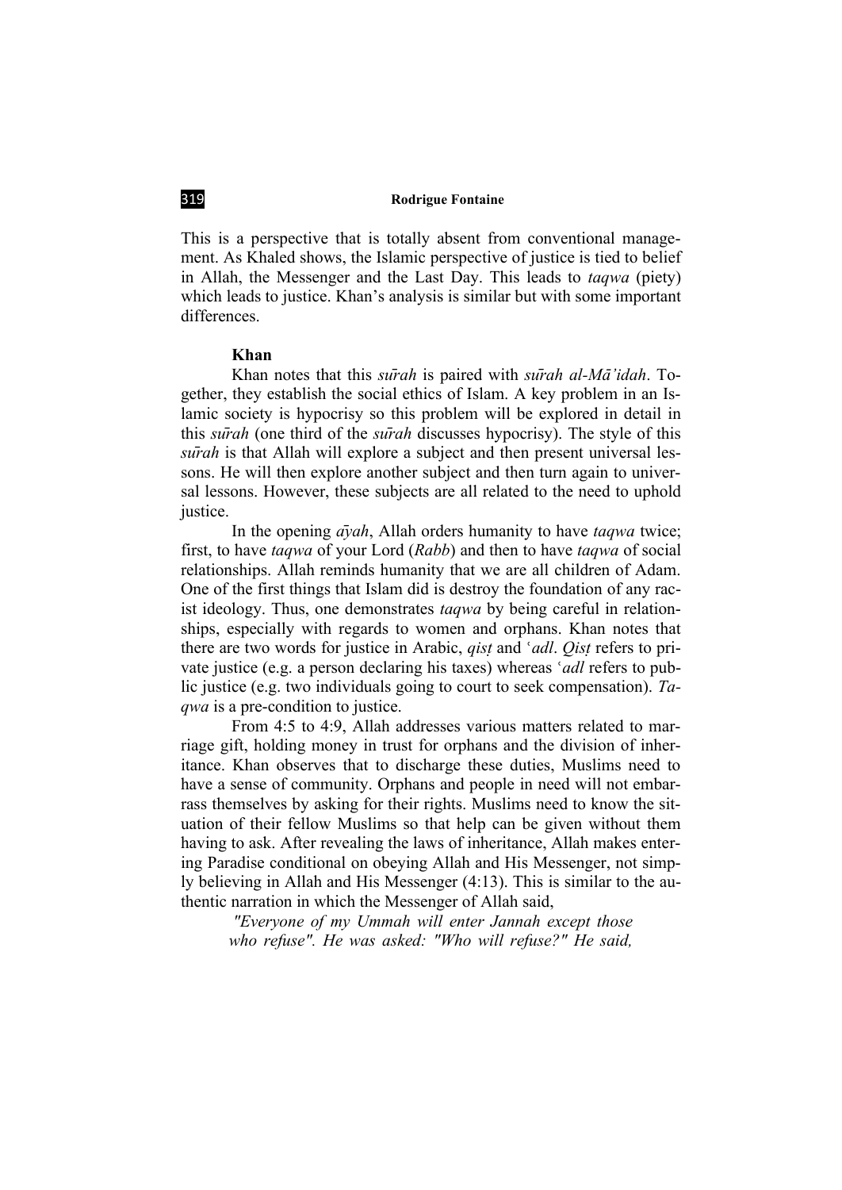This is a perspective that is totally absent from conventional management. As Khaled shows, the Islamic perspective of justice is tied to belief in Allah, the Messenger and the Last Day. This leads to *taqwa* (piety) which leads to justice. Khan's analysis is similar but with some important differences.

**Khan**

Khan notes that this *sūrah* is paired with *sūrah al-Mā'idah*. Together, they establish the social ethics of Islam. A key problem in an Islamic society is hypocrisy so this problem will be explored in detail in this *sūrah* (one third of the *sūrah* discusses hypocrisy). The style of this *sūrah* is that Allah will explore a subject and then present universal lessons. He will then explore another subject and then turn again to universal lessons. However, these subjects are all related to the need to uphold justice.

In the opening *āyah*, Allah orders humanity to have *taqwa* twice; first, to have *taqwa* of your Lord (*Rabb*) and then to have *taqwa* of social relationships. Allah reminds humanity that we are all children of Adam. One of the first things that Islam did is destroy the foundation of any racist ideology. Thus, one demonstrates *taqwa* by being careful in relationships, especially with regards to women and orphans. Khan notes that there are two words for justice in Arabic, *qisṭ* and *ʿadl*. *Qisṭ* refers to private justice (e.g. a person declaring his taxes) whereas *ʿadl* refers to public justice (e.g. two individuals going to court to seek compensation). *Taqwa* is a pre-condition to justice.

From 4:5 to 4:9, Allah addresses various matters related to marriage gift, holding money in trust for orphans and the division of inheritance. Khan observes that to discharge these duties, Muslims need to have a sense of community. Orphans and people in need will not embarrass themselves by asking for their rights. Muslims need to know the situation of their fellow Muslims so that help can be given without them having to ask. After revealing the laws of inheritance, Allah makes entering Paradise conditional on obeying Allah and His Messenger, not simply believing in Allah and His Messenger (4:13). This is similar to the authentic narration in which the Messenger of Allah said,

> *"Everyone of my Ummah will enter Jannah except those who refuse". He was asked: "Who will refuse?" He said,*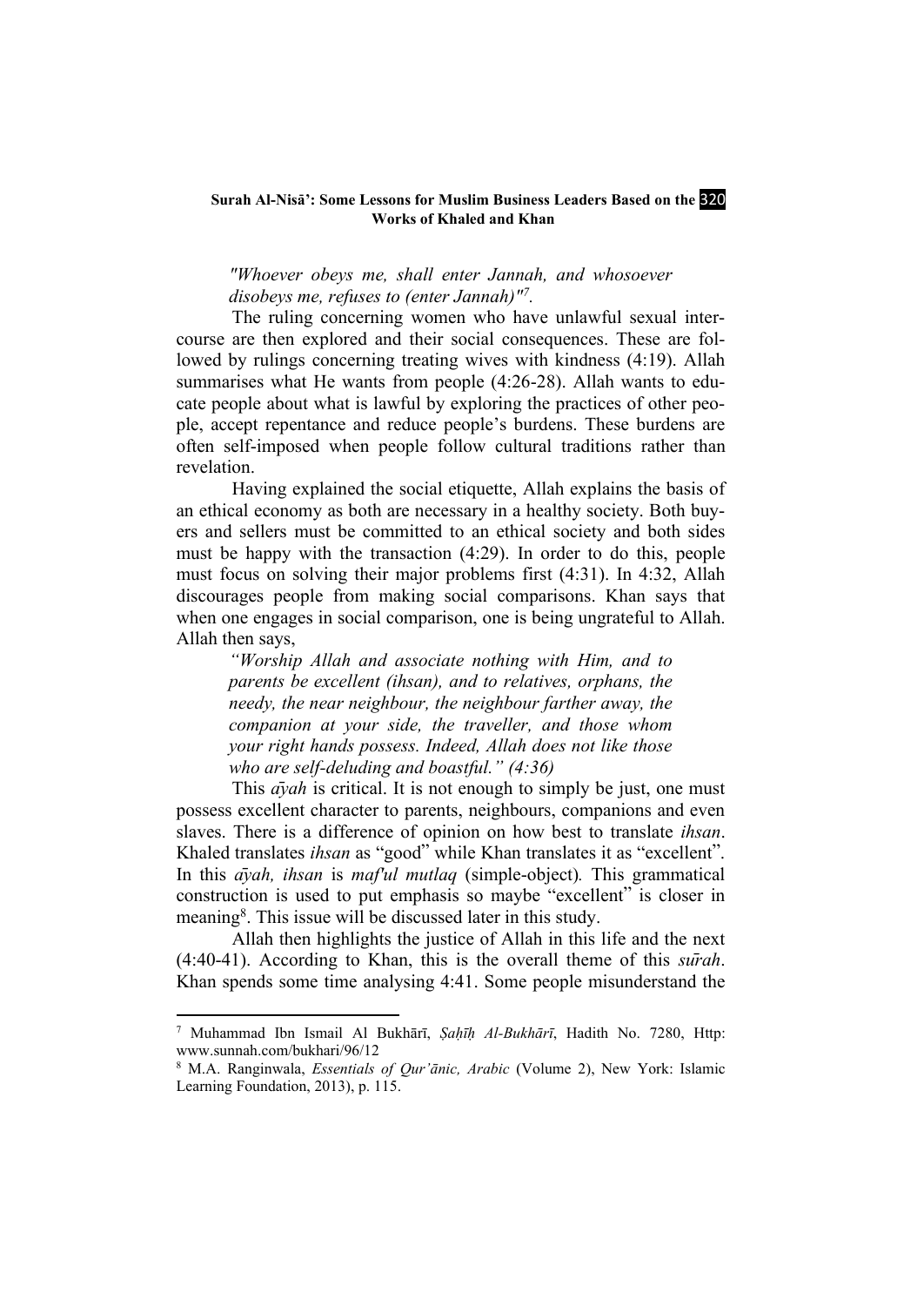*"Whoever obeys me, shall enter Jannah, and whosoever disobeys me, refuses to (enter Jannah)"*[7].

The ruling concerning women who have unlawful sexual intercourse are then explored and their social consequences. These are followed by rulings concerning treating wives with kindness (4:19). Allah summarises what He wants from people (4:26-28). Allah wants to educate people about what is lawful by exploring the practices of other people, accept repentance and reduce people's burdens. These burdens are often self-imposed when people follow cultural traditions rather than revelation.

Having explained the social etiquette, Allah explains the basis of an ethical economy as both are necessary in a healthy society. Both buyers and sellers must be committed to an ethical society and both sides must be happy with the transaction (4:29). In order to do this, people must focus on solving their major problems first (4:31). In 4:32, Allah discourages people from making social comparisons. Khan says that when one engages in social comparison, one is being ungrateful to Allah. Allah then says,

> *"Worship Allah and associate nothing with Him, and to parents be excellent (ihsan), and to relatives, orphans, the needy, the near neighbour, the neighbour farther away, the companion at your side, the traveller, and those whom your right hands possess. Indeed, Allah does not like those who are self-deluding and boastful." (4:36)*

This *āyah* is critical. It is not enough to simply be just, one must possess excellent character to parents, neighbours, companions and even slaves. There is a difference of opinion on how best to translate *ihsan*. Khaled translates *ihsan* as "good" while Khan translates it as "excellent". In this *āyah, ihsan* is *maf'ul mutlaq* (simple-object)*.* This grammatical construction is used to put emphasis so maybe "excellent" is closer in meaning[8]. This issue will be discussed later in this study.

Allah then highlights the justice of Allah in this life and the next (4:40-41). According to Khan, this is the overall theme of this *surah*. Khan spends some time analysing 4:41. Some people misunderstand the

---

[7] Muhammad Ibn Ismail Al Bukhārī, *Ṣaḥīḥ Al-Bukhārī*, Hadith No. 7280, Http: www.sunnah.com/bukhari/96/12

[8] M.A. Ranginwala, *Essentials of Qur'ānic, Arabic* (Volume 2), New York: Islamic Learning Foundation, 2013), p. 115.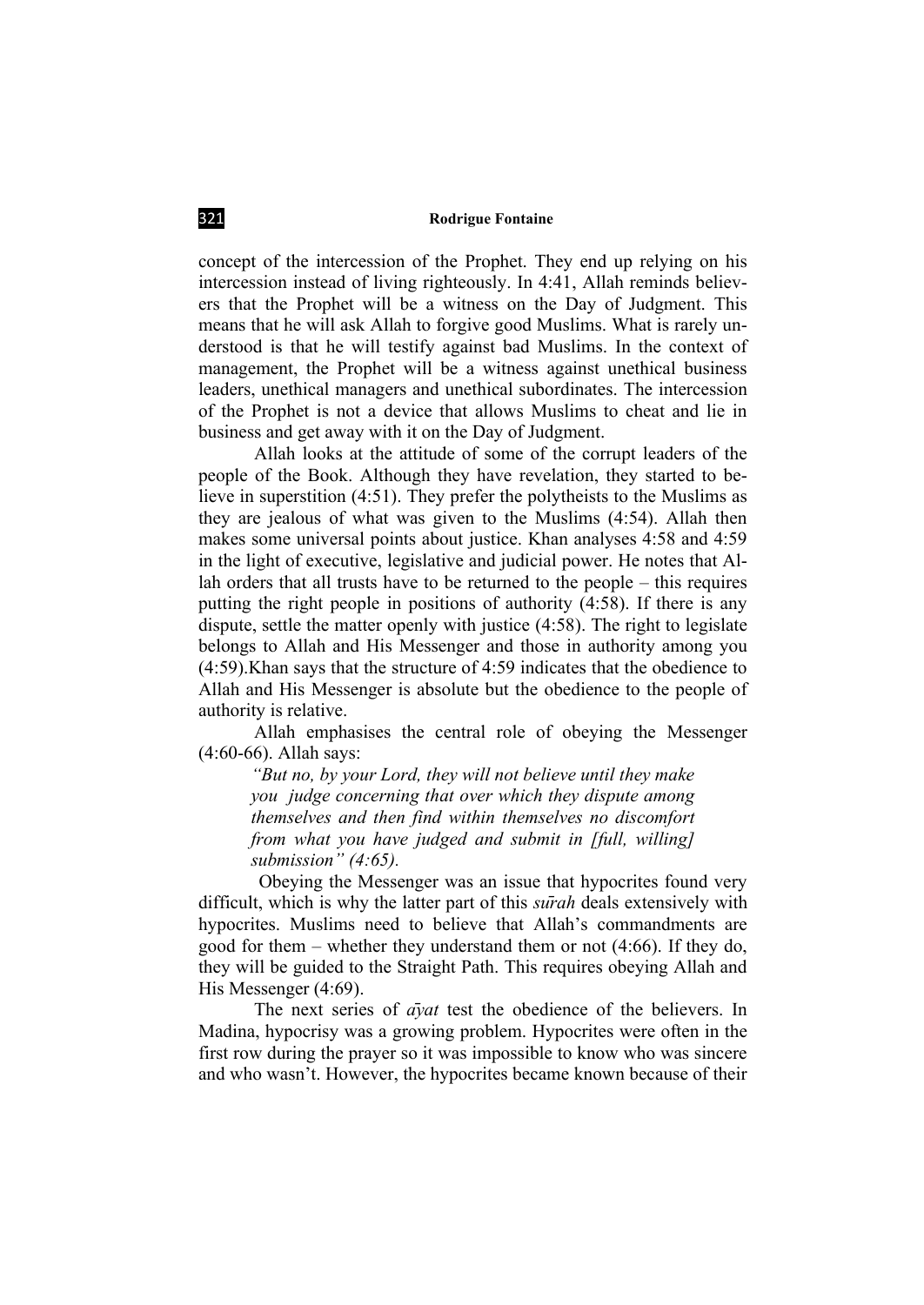concept of the intercession of the Prophet. They end up relying on his intercession instead of living righteously. In 4:41, Allah reminds believers that the Prophet will be a witness on the Day of Judgment. This means that he will ask Allah to forgive good Muslims. What is rarely understood is that he will testify against bad Muslims. In the context of management, the Prophet will be a witness against unethical business leaders, unethical managers and unethical subordinates. The intercession of the Prophet is not a device that allows Muslims to cheat and lie in business and get away with it on the Day of Judgment.

Allah looks at the attitude of some of the corrupt leaders of the people of the Book. Although they have revelation, they started to believe in superstition (4:51). They prefer the polytheists to the Muslims as they are jealous of what was given to the Muslims (4:54). Allah then makes some universal points about justice. Khan analyses 4:58 and 4:59 in the light of executive, legislative and judicial power. He notes that Allah orders that all trusts have to be returned to the people – this requires putting the right people in positions of authority (4:58). If there is any dispute, settle the matter openly with justice (4:58). The right to legislate belongs to Allah and His Messenger and those in authority among you (4:59).Khan says that the structure of 4:59 indicates that the obedience to Allah and His Messenger is absolute but the obedience to the people of authority is relative.

Allah emphasises the central role of obeying the Messenger (4:60-66). Allah says:

> *"But no, by your Lord, they will not believe until they make you judge concerning that over which they dispute among themselves and then find within themselves no discomfort from what you have judged and submit in [full, willing] submission" (4:65).*

Obeying the Messenger was an issue that hypocrites found very difficult, which is why the latter part of this *sūrah* deals extensively with hypocrites. Muslims need to believe that Allah's commandments are good for them – whether they understand them or not (4:66). If they do, they will be guided to the Straight Path. This requires obeying Allah and His Messenger (4:69).

The next series of *āyat* test the obedience of the believers. In Madina, hypocrisy was a growing problem. Hypocrites were often in the first row during the prayer so it was impossible to know who was sincere and who wasn't. However, the hypocrites became known because of their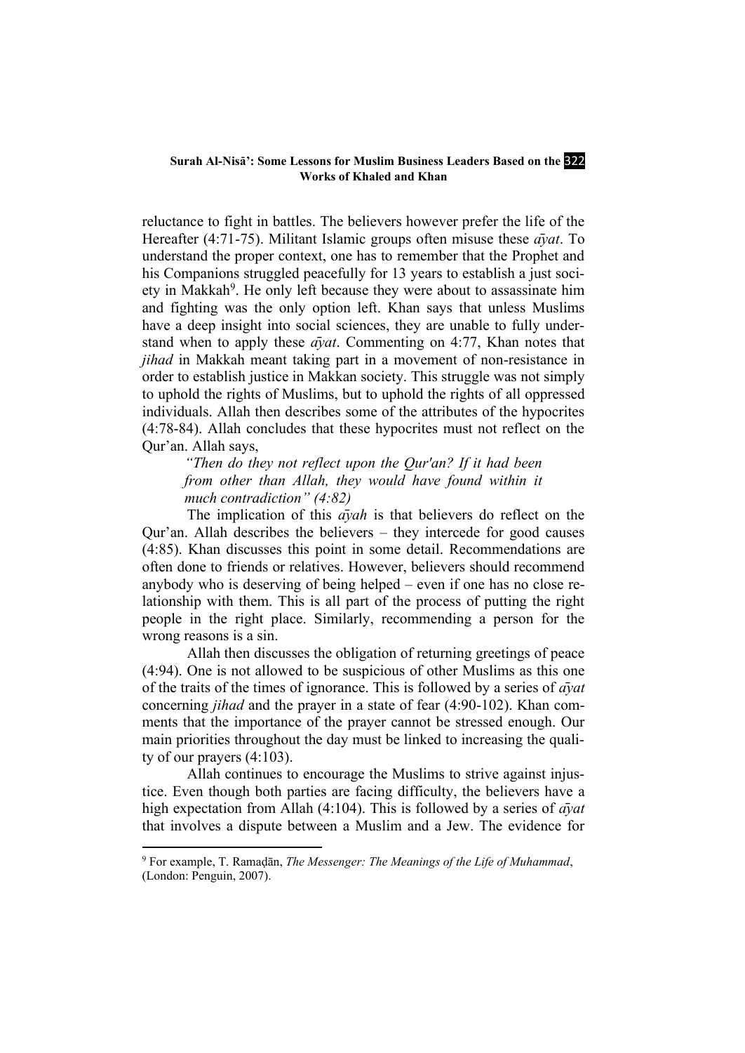reluctance to fight in battles. The believers however prefer the life of the Hereafter (4:71-75). Militant Islamic groups often misuse these *āyat*. To understand the proper context, one has to remember that the Prophet and his Companions struggled peacefully for 13 years to establish a just society in Makkah[9]. He only left because they were about to assassinate him and fighting was the only option left. Khan says that unless Muslims have a deep insight into social sciences, they are unable to fully understand when to apply these *āyat*. Commenting on 4:77, Khan notes that *jihad* in Makkah meant taking part in a movement of non-resistance in order to establish justice in Makkan society. This struggle was not simply to uphold the rights of Muslims, but to uphold the rights of all oppressed individuals. Allah then describes some of the attributes of the hypocrites (4:78-84). Allah concludes that these hypocrites must not reflect on the Qur'an. Allah says,

> *"Then do they not reflect upon the Qur'an? If it had been from other than Allah, they would have found within it much contradiction" (4:82)*

The implication of this *āyah* is that believers do reflect on the Qur'an. Allah describes the believers – they intercede for good causes (4:85). Khan discusses this point in some detail. Recommendations are often done to friends or relatives. However, believers should recommend anybody who is deserving of being helped – even if one has no close relationship with them. This is all part of the process of putting the right people in the right place. Similarly, recommending a person for the wrong reasons is a sin.

Allah then discusses the obligation of returning greetings of peace (4:94). One is not allowed to be suspicious of other Muslims as this one of the traits of the times of ignorance. This is followed by a series of *āyat* concerning *jihad* and the prayer in a state of fear (4:90-102). Khan comments that the importance of the prayer cannot be stressed enough. Our main priorities throughout the day must be linked to increasing the quality of our prayers (4:103).

Allah continues to encourage the Muslims to strive against injustice. Even though both parties are facing difficulty, the believers have a high expectation from Allah (4:104). This is followed by a series of *āyat* that involves a dispute between a Muslim and a Jew. The evidence for

---

[9] For example, T. Ramaḍān, *The Messenger: The Meanings of the Life of Muhammad*, (London: Penguin, 2007).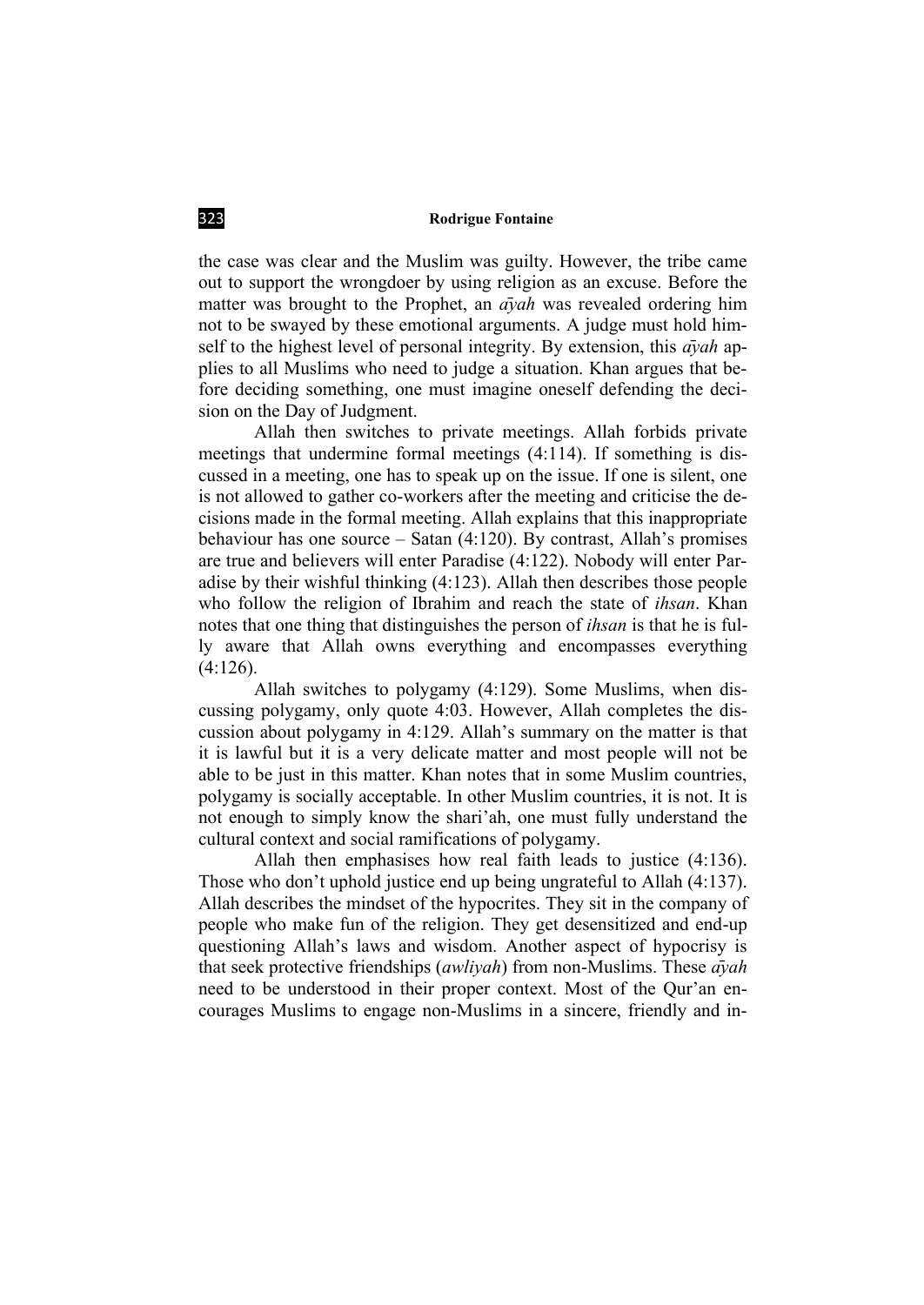the case was clear and the Muslim was guilty. However, the tribe came out to support the wrongdoer by using religion as an excuse. Before the matter was brought to the Prophet, an *āyah* was revealed ordering him not to be swayed by these emotional arguments. A judge must hold himself to the highest level of personal integrity. By extension, this *āyah* applies to all Muslims who need to judge a situation. Khan argues that before deciding something, one must imagine oneself defending the decision on the Day of Judgment.

Allah then switches to private meetings. Allah forbids private meetings that undermine formal meetings (4:114). If something is discussed in a meeting, one has to speak up on the issue. If one is silent, one is not allowed to gather co-workers after the meeting and criticise the decisions made in the formal meeting. Allah explains that this inappropriate behaviour has one source – Satan (4:120). By contrast, Allah's promises are true and believers will enter Paradise (4:122). Nobody will enter Paradise by their wishful thinking (4:123). Allah then describes those people who follow the religion of Ibrahim and reach the state of *ihsan*. Khan notes that one thing that distinguishes the person of *ihsan* is that he is fully aware that Allah owns everything and encompasses everything (4:126).

Allah switches to polygamy (4:129). Some Muslims, when discussing polygamy, only quote 4:03. However, Allah completes the discussion about polygamy in 4:129. Allah's summary on the matter is that it is lawful but it is a very delicate matter and most people will not be able to be just in this matter. Khan notes that in some Muslim countries, polygamy is socially acceptable. In other Muslim countries, it is not. It is not enough to simply know the shari'ah, one must fully understand the cultural context and social ramifications of polygamy.

Allah then emphasises how real faith leads to justice (4:136). Those who don't uphold justice end up being ungrateful to Allah (4:137). Allah describes the mindset of the hypocrites. They sit in the company of people who make fun of the religion. They get desensitized and end-up questioning Allah's laws and wisdom. Another aspect of hypocrisy is that seek protective friendships (*awliyah*) from non-Muslims. These *āyah* need to be understood in their proper context. Most of the Qur'an encourages Muslims to engage non-Muslims in a sincere, friendly and in-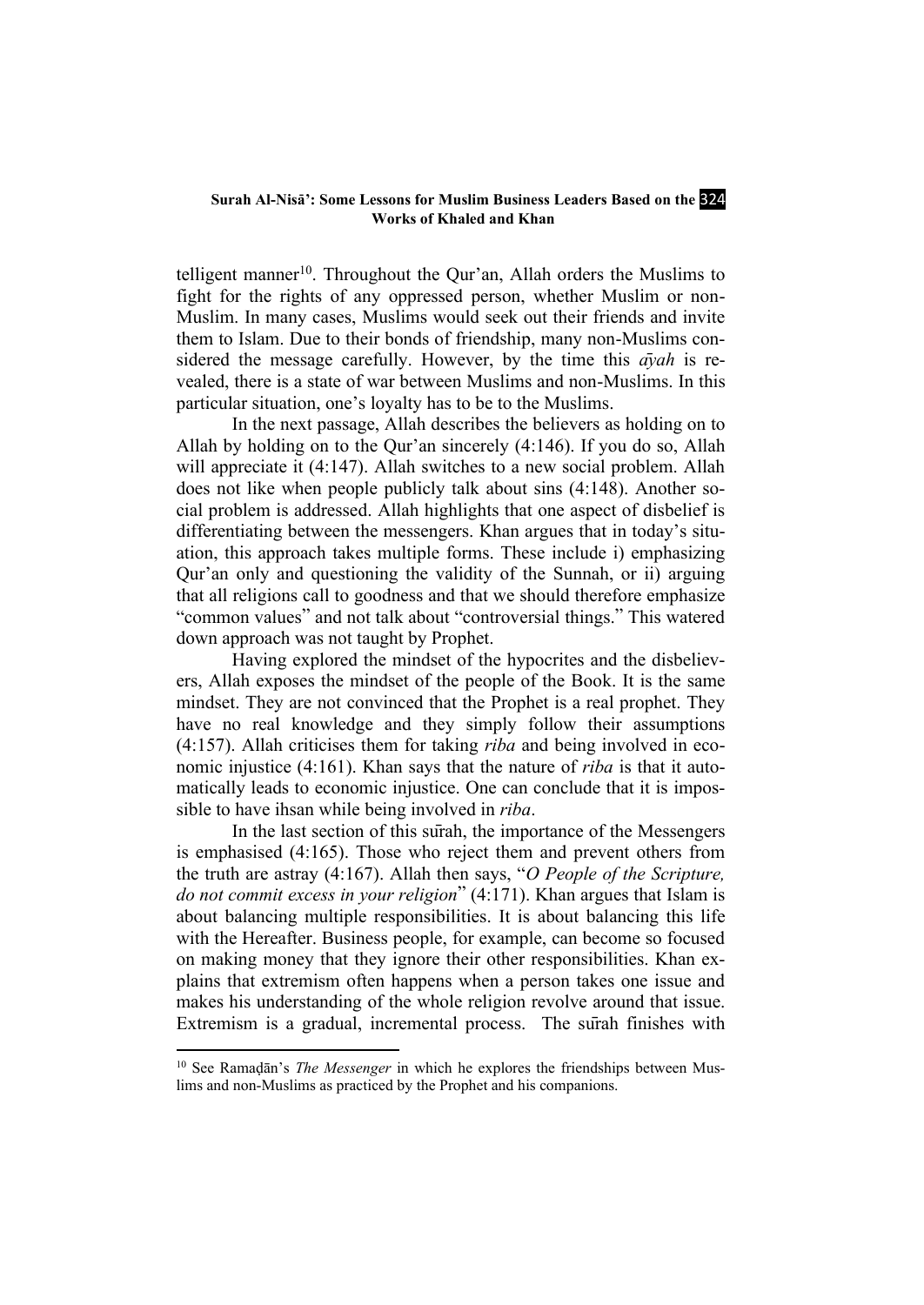telligent manner[10]. Throughout the Qur'an, Allah orders the Muslims to fight for the rights of any oppressed person, whether Muslim or non-Muslim. In many cases, Muslims would seek out their friends and invite them to Islam. Due to their bonds of friendship, many non-Muslims considered the message carefully. However, by the time this *āyah* is revealed, there is a state of war between Muslims and non-Muslims. In this particular situation, one's loyalty has to be to the Muslims.

In the next passage, Allah describes the believers as holding on to Allah by holding on to the Qur'an sincerely (4:146). If you do so, Allah will appreciate it (4:147). Allah switches to a new social problem. Allah does not like when people publicly talk about sins (4:148). Another social problem is addressed. Allah highlights that one aspect of disbelief is differentiating between the messengers. Khan argues that in today's situation, this approach takes multiple forms. These include i) emphasizing Qur'an only and questioning the validity of the Sunnah, or ii) arguing that all religions call to goodness and that we should therefore emphasize "common values" and not talk about "controversial things." This watered down approach was not taught by Prophet.

Having explored the mindset of the hypocrites and the disbelievers, Allah exposes the mindset of the people of the Book. It is the same mindset. They are not convinced that the Prophet is a real prophet. They have no real knowledge and they simply follow their assumptions (4:157). Allah criticises them for taking *riba* and being involved in economic injustice (4:161). Khan says that the nature of *riba* is that it automatically leads to economic injustice. One can conclude that it is impossible to have ihsan while being involved in *riba*.

In the last section of this sūrah, the importance of the Messengers is emphasised (4:165). Those who reject them and prevent others from the truth are astray (4:167). Allah then says, "*O People of the Scripture, do not commit excess in your religion*" (4:171). Khan argues that Islam is about balancing multiple responsibilities. It is about balancing this life with the Hereafter. Business people, for example, can become so focused on making money that they ignore their other responsibilities. Khan explains that extremism often happens when a person takes one issue and makes his understanding of the whole religion revolve around that issue. Extremism is a gradual, incremental process. The sūrah finishes with

[10] See Ramaḍān's *The Messenger* in which he explores the friendships between Muslims and non-Muslims as practiced by the Prophet and his companions.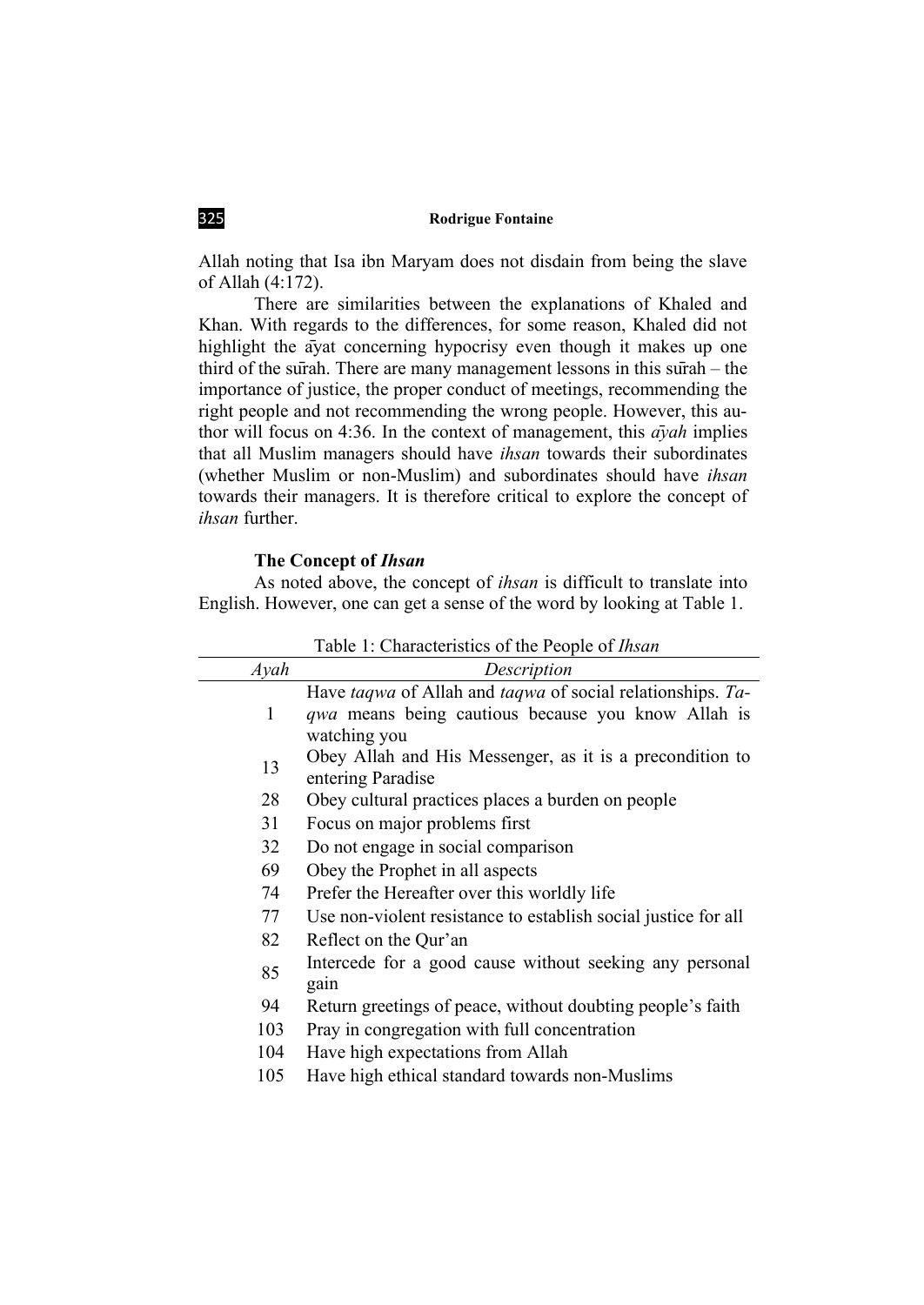Allah noting that Isa ibn Maryam does not disdain from being the slave of Allah (4:172).

There are similarities between the explanations of Khaled and Khan. With regards to the differences, for some reason, Khaled did not highlight the āyat concerning hypocrisy even though it makes up one third of the sūrah. There are many management lessons in this sūrah – the importance of justice, the proper conduct of meetings, recommending the right people and not recommending the wrong people. However, this author will focus on 4:36. In the context of management, this *āyah* implies that all Muslim managers should have *ihsan* towards their subordinates (whether Muslim or non-Muslim) and subordinates should have *ihsan* towards their managers. It is therefore critical to explore the concept of *ihsan* further.

### The Concept of *Ihsan*

As noted above, the concept of *ihsan* is difficult to translate into English. However, one can get a sense of the word by looking at Table 1.

Table 1: Characteristics of the People of *Ihsan*

| *Ayah* | *Description* |
|---|---|
| 1 | Have *taqwa* of Allah and *taqwa* of social relationships. *Taqwa* means being cautious because you know Allah is watching you |
| 13 | Obey Allah and His Messenger, as it is a precondition to entering Paradise |
| 28 | Obey cultural practices places a burden on people |
| 31 | Focus on major problems first |
| 32 | Do not engage in social comparison |
| 69 | Obey the Prophet in all aspects |
| 74 | Prefer the Hereafter over this worldly life |
| 77 | Use non-violent resistance to establish social justice for all |
| 82 | Reflect on the Qur'an |
| 85 | Intercede for a good cause without seeking any personal gain |
| 94 | Return greetings of peace, without doubting people's faith |
| 103 | Pray in congregation with full concentration |
| 104 | Have high expectations from Allah |
| 105 | Have high ethical standard towards non-Muslims |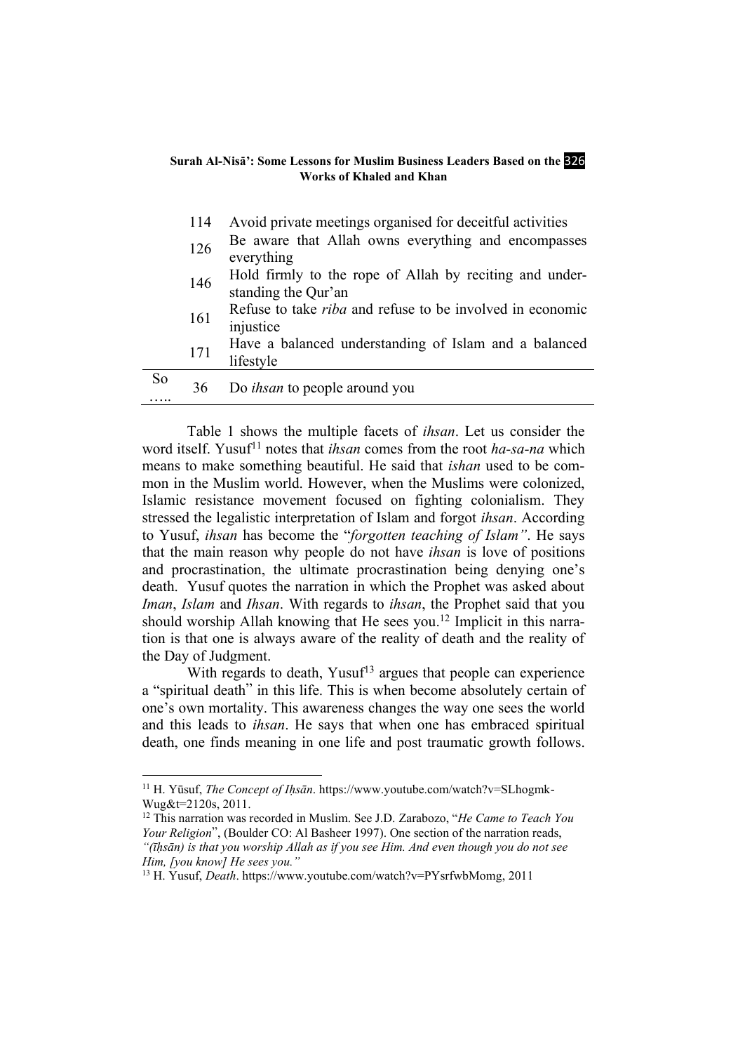| | | |
|---|---|---|
| | 114 | Avoid private meetings organised for deceitful activities |
| | 126 | Be aware that Allah owns everything and encompasses everything |
| | 146 | Hold firmly to the rope of Allah by reciting and understanding the Qur'an |
| | 161 | Refuse to take *riba* and refuse to be involved in economic injustice |
| | 171 | Have a balanced understanding of Islam and a balanced lifestyle |
| So ….. | 36 | Do *ihsan* to people around you |

Table 1 shows the multiple facets of *ihsan*. Let us consider the word itself. Yusuf[11] notes that *ihsan* comes from the root *ha-sa-na* which means to make something beautiful. He said that *ishan* used to be common in the Muslim world. However, when the Muslims were colonized, Islamic resistance movement focused on fighting colonialism. They stressed the legalistic interpretation of Islam and forgot *ihsan*. According to Yusuf, *ihsan* has become the "*forgotten teaching of Islam"*. He says that the main reason why people do not have *ihsan* is love of positions and procrastination, the ultimate procrastination being denying one's death. Yusuf quotes the narration in which the Prophet was asked about *Iman*, *Islam* and *Ihsan*. With regards to *ihsan*, the Prophet said that you should worship Allah knowing that He sees you.[12] Implicit in this narration is that one is always aware of the reality of death and the reality of the Day of Judgment.

With regards to death, Yusuf[13] argues that people can experience a "spiritual death" in this life. This is when become absolutely certain of one's own mortality. This awareness changes the way one sees the world and this leads to *ihsan*. He says that when one has embraced spiritual death, one finds meaning in one life and post traumatic growth follows.

---

[11] H. Yūsuf, *The Concept of Iḥsān*. https://www.youtube.com/watch?v=SLhogmk-Wug&t=2120s, 2011.

[12] This narration was recorded in Muslim. See J.D. Zarabozo, "*He Came to Teach You Your Religion*", (Boulder CO: Al Basheer 1997). One section of the narration reads, *"(īḥsān) is that you worship Allah as if you see Him. And even though you do not see Him, [you know] He sees you."*

[13] H. Yusuf, *Death*. https://www.youtube.com/watch?v=PYsrfwbMomg, 2011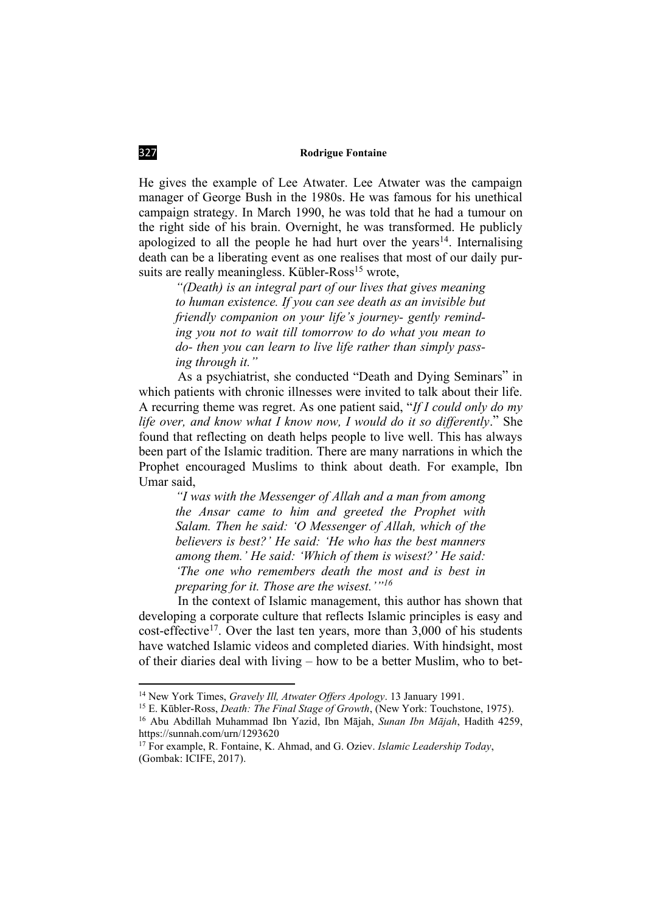He gives the example of Lee Atwater. Lee Atwater was the campaign manager of George Bush in the 1980s. He was famous for his unethical campaign strategy. In March 1990, he was told that he had a tumour on the right side of his brain. Overnight, he was transformed. He publicly apologized to all the people he had hurt over the years[14]. Internalising death can be a liberating event as one realises that most of our daily pursuits are really meaningless. Kübler-Ross[15] wrote,

> *"(Death) is an integral part of our lives that gives meaning to human existence. If you can see death as an invisible but friendly companion on your life's journey- gently reminding you not to wait till tomorrow to do what you mean to do- then you can learn to live life rather than simply passing through it."*

As a psychiatrist, she conducted "Death and Dying Seminars" in which patients with chronic illnesses were invited to talk about their life. A recurring theme was regret. As one patient said, "*If I could only do my life over, and know what I know now, I would do it so differently*." She found that reflecting on death helps people to live well. This has always been part of the Islamic tradition. There are many narrations in which the Prophet encouraged Muslims to think about death. For example, Ibn Umar said,

> *"I was with the Messenger of Allah and a man from among the Ansar came to him and greeted the Prophet with Salam. Then he said: 'O Messenger of Allah, which of the believers is best?' He said: 'He who has the best manners among them.' He said: 'Which of them is wisest?' He said: 'The one who remembers death the most and is best in preparing for it. Those are the wisest.'"*[16]

In the context of Islamic management, this author has shown that developing a corporate culture that reflects Islamic principles is easy and cost-effective[17]. Over the last ten years, more than 3,000 of his students have watched Islamic videos and completed diaries. With hindsight, most of their diaries deal with living – how to be a better Muslim, who to bet-

---

[14] New York Times, *Gravely Ill, Atwater Offers Apology*. 13 January 1991.

[15] E. Kūbler-Ross, *Death: The Final Stage of Growth*, (New York: Touchstone, 1975).

[16] Abu Abdillah Muhammad Ibn Yazid, Ibn Mājah, *Sunan Ibn Mājah*, Hadith 4259, https://sunnah.com/urn/1293620

[17] For example, R. Fontaine, K. Ahmad, and G. Oziev. *Islamic Leadership Today*, (Gombak: ICIFE, 2017).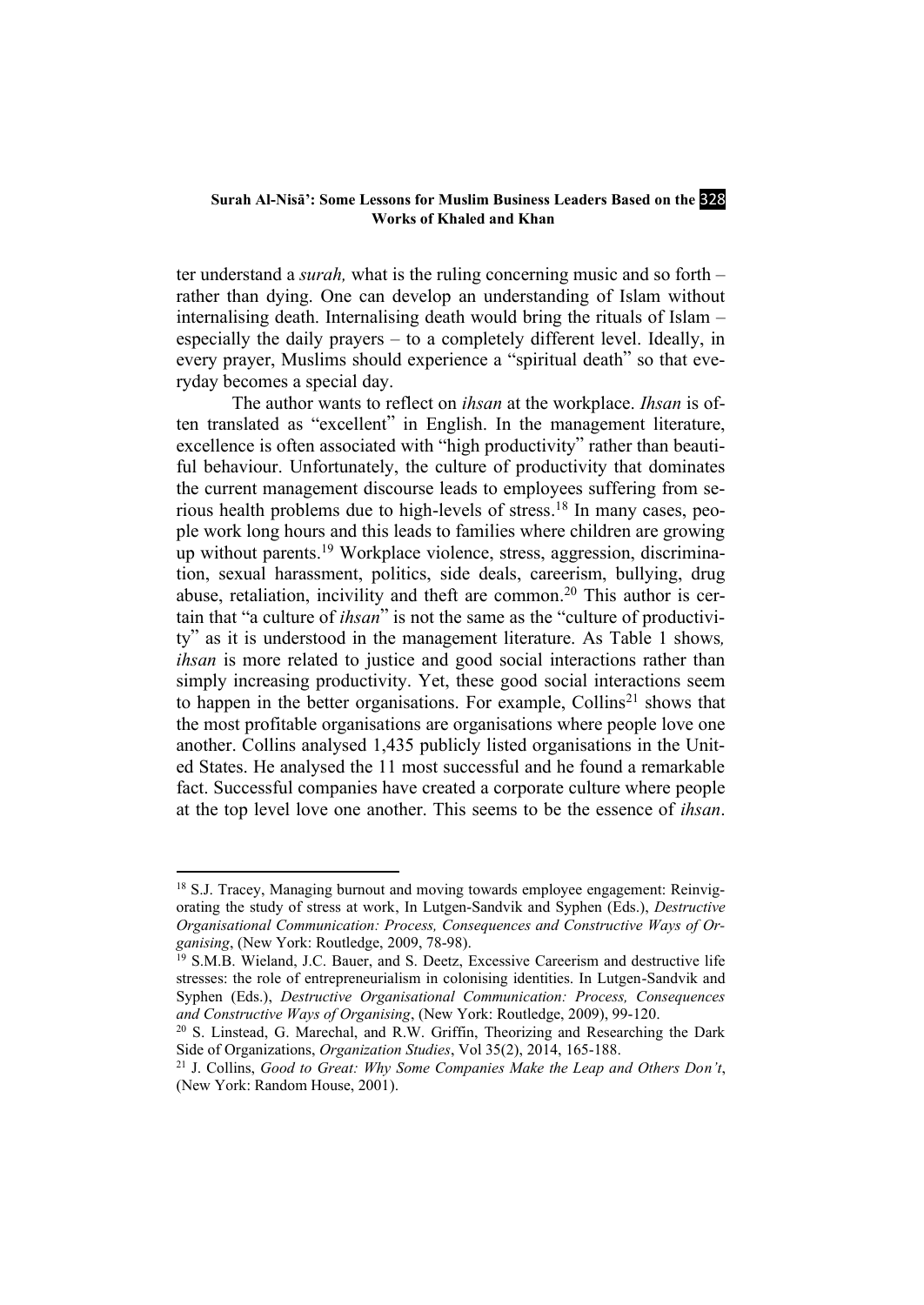ter understand a *surah,* what is the ruling concerning music and so forth – rather than dying. One can develop an understanding of Islam without internalising death. Internalising death would bring the rituals of Islam – especially the daily prayers – to a completely different level. Ideally, in every prayer, Muslims should experience a "spiritual death" so that everyday becomes a special day.

The author wants to reflect on *ihsan* at the workplace. *Ihsan* is often translated as "excellent" in English. In the management literature, excellence is often associated with "high productivity" rather than beautiful behaviour. Unfortunately, the culture of productivity that dominates the current management discourse leads to employees suffering from serious health problems due to high-levels of stress.[18] In many cases, people work long hours and this leads to families where children are growing up without parents.[19] Workplace violence, stress, aggression, discrimination, sexual harassment, politics, side deals, careerism, bullying, drug abuse, retaliation, incivility and theft are common.[20] This author is certain that "a culture of *ihsan*" is not the same as the "culture of productivity" as it is understood in the management literature. As Table 1 shows, *ihsan* is more related to justice and good social interactions rather than simply increasing productivity. Yet, these good social interactions seem to happen in the better organisations. For example, Collins[21] shows that the most profitable organisations are organisations where people love one another. Collins analysed 1,435 publicly listed organisations in the United States. He analysed the 11 most successful and he found a remarkable fact. Successful companies have created a corporate culture where people at the top level love one another. This seems to be the essence of *ihsan*.

---

[18] S.J. Tracey, Managing burnout and moving towards employee engagement: Reinvigorating the study of stress at work, In Lutgen-Sandvik and Syphen (Eds.), *Destructive Organisational Communication: Process, Consequences and Constructive Ways of Organising*, (New York: Routledge, 2009, 78-98).

[19] S.M.B. Wieland, J.C. Bauer, and S. Deetz, Excessive Careerism and destructive life stresses: the role of entrepreneurialism in colonising identities. In Lutgen-Sandvik and Syphen (Eds.), *Destructive Organisational Communication: Process, Consequences and Constructive Ways of Organising*, (New York: Routledge, 2009), 99-120.

[20] S. Linstead, G. Marechal, and R.W. Griffin, Theorizing and Researching the Dark Side of Organizations, *Organization Studies*, Vol 35(2), 2014, 165-188.

[21] J. Collins, *Good to Great: Why Some Companies Make the Leap and Others Don't*, (New York: Random House, 2001).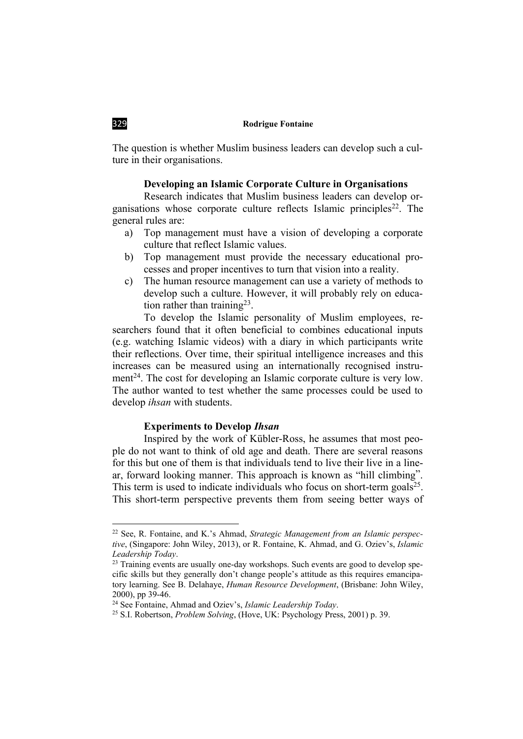The question is whether Muslim business leaders can develop such a culture in their organisations.

### Developing an Islamic Corporate Culture in Organisations

Research indicates that Muslim business leaders can develop organisations whose corporate culture reflects Islamic principles[22]. The general rules are:

a) Top management must have a vision of developing a corporate culture that reflect Islamic values.
b) Top management must provide the necessary educational processes and proper incentives to turn that vision into a reality.
c) The human resource management can use a variety of methods to develop such a culture. However, it will probably rely on education rather than training[23].

To develop the Islamic personality of Muslim employees, researchers found that it often beneficial to combines educational inputs (e.g. watching Islamic videos) with a diary in which participants write their reflections. Over time, their spiritual intelligence increases and this increases can be measured using an internationally recognised instrument[24]. The cost for developing an Islamic corporate culture is very low. The author wanted to test whether the same processes could be used to develop *ihsan* with students.

### Experiments to Develop *Ihsan*

Inspired by the work of Kübler-Ross, he assumes that most people do not want to think of old age and death. There are several reasons for this but one of them is that individuals tend to live their live in a linear, forward looking manner. This approach is known as "hill climbing". This term is used to indicate individuals who focus on short-term goals[25]. This short-term perspective prevents them from seeing better ways of

---

[22] See, R. Fontaine, and K.'s Ahmad, *Strategic Management from an Islamic perspective*, (Singapore: John Wiley, 2013), or R. Fontaine, K. Ahmad, and G. Oziev's, *Islamic Leadership Today*.

[23] Training events are usually one-day workshops. Such events are good to develop specific skills but they generally don't change people's attitude as this requires emancipatory learning. See B. Delahaye, *Human Resource Development*, (Brisbane: John Wiley, 2000), pp 39-46.

[24] See Fontaine, Ahmad and Oziev's, *Islamic Leadership Today*.

[25] S.I. Robertson, *Problem Solving*, (Hove, UK: Psychology Press, 2001) p. 39.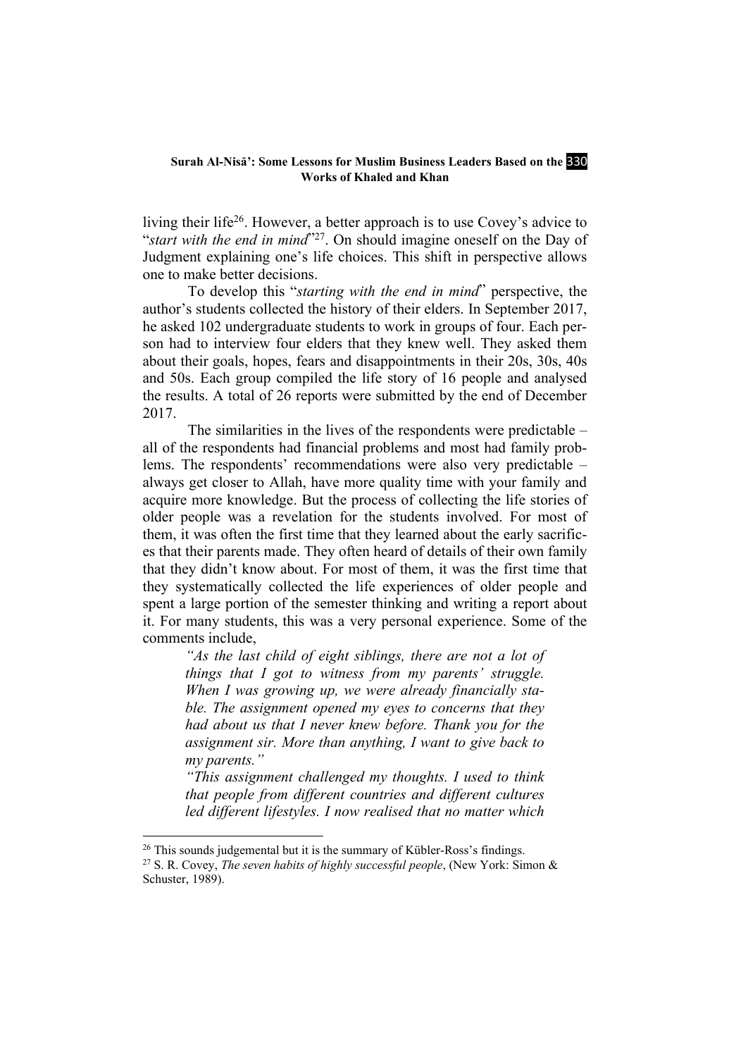living their life[26]. However, a better approach is to use Covey's advice to "*start with the end in mind*"[27]. On should imagine oneself on the Day of Judgment explaining one's life choices. This shift in perspective allows one to make better decisions.

To develop this "*starting with the end in mind*" perspective, the author's students collected the history of their elders. In September 2017, he asked 102 undergraduate students to work in groups of four. Each person had to interview four elders that they knew well. They asked them about their goals, hopes, fears and disappointments in their 20s, 30s, 40s and 50s. Each group compiled the life story of 16 people and analysed the results. A total of 26 reports were submitted by the end of December 2017.

The similarities in the lives of the respondents were predictable – all of the respondents had financial problems and most had family problems. The respondents' recommendations were also very predictable – always get closer to Allah, have more quality time with your family and acquire more knowledge. But the process of collecting the life stories of older people was a revelation for the students involved. For most of them, it was often the first time that they learned about the early sacrifices that their parents made. They often heard of details of their own family that they didn't know about. For most of them, it was the first time that they systematically collected the life experiences of older people and spent a large portion of the semester thinking and writing a report about it. For many students, this was a very personal experience. Some of the comments include,

> *"As the last child of eight siblings, there are not a lot of things that I got to witness from my parents' struggle. When I was growing up, we were already financially stable. The assignment opened my eyes to concerns that they had about us that I never knew before. Thank you for the assignment sir. More than anything, I want to give back to my parents."*
>
> *"This assignment challenged my thoughts. I used to think that people from different countries and different cultures led different lifestyles. I now realised that no matter which*

---

[26] This sounds judgemental but it is the summary of Kübler-Ross's findings.

[27] S. R. Covey, *The seven habits of highly successful people*, (New York: Simon & Schuster, 1989).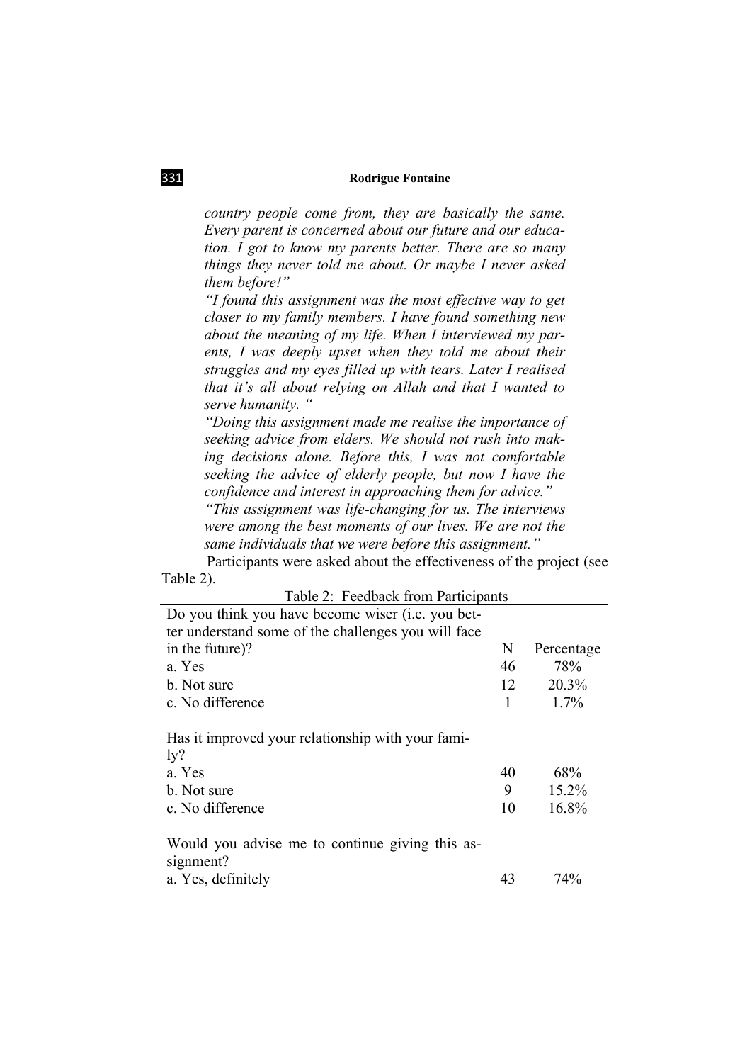*country people come from, they are basically the same. Every parent is concerned about our future and our education. I got to know my parents better. There are so many things they never told me about. Or maybe I never asked them before!"*

*"I found this assignment was the most effective way to get closer to my family members. I have found something new about the meaning of my life. When I interviewed my parents, I was deeply upset when they told me about their struggles and my eyes filled up with tears. Later I realised that it's all about relying on Allah and that I wanted to serve humanity. "*

*"Doing this assignment made me realise the importance of seeking advice from elders. We should not rush into making decisions alone. Before this, I was not comfortable seeking the advice of elderly people, but now I have the confidence and interest in approaching them for advice."*

*"This assignment was life-changing for us. The interviews were among the best moments of our lives. We are not the same individuals that we were before this assignment."*

Participants were asked about the effectiveness of the project (see Table 2).

Table 2: Feedback from Participants

| Do you think you have become wiser (i.e. you better understand some of the challenges you will face in the future)? | N | Percentage |
|---|---|---|
| a. Yes | 46 | 78% |
| b. Not sure | 12 | 20.3% |
| c. No difference | 1 | 1.7% |
| **Has it improved your relationship with your family?** | | |
| a. Yes | 40 | 68% |
| b. Not sure | 9 | 15.2% |
| c. No difference | 10 | 16.8% |
| **Would you advise me to continue giving this assignment?** | | |
| a. Yes, definitely | 43 | 74% |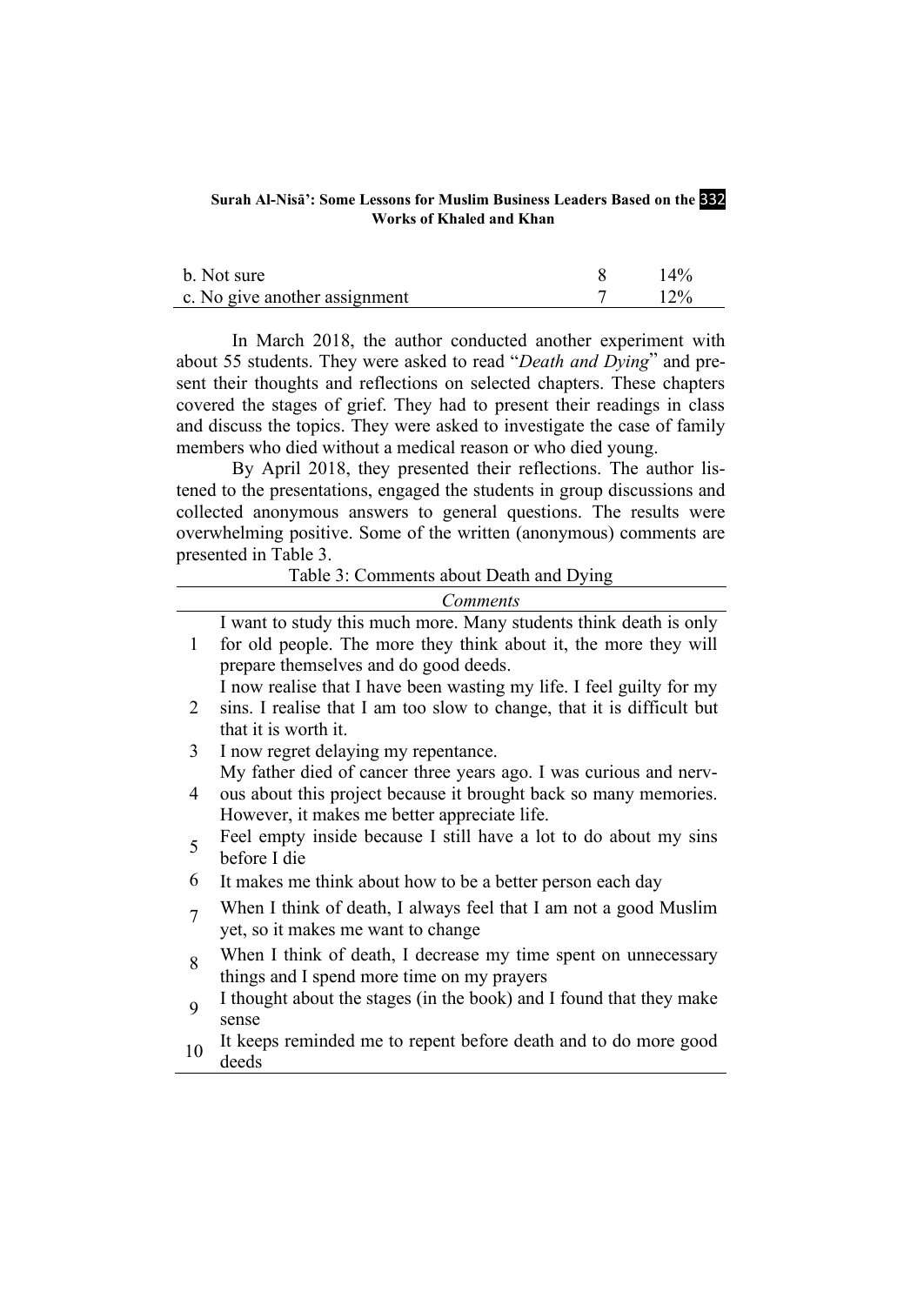| b. Not sure | 8 | 14% |
|---|---|---|
| c. No give another assignment | 7 | 12% |

In March 2018, the author conducted another experiment with about 55 students. They were asked to read "*Death and Dying*" and present their thoughts and reflections on selected chapters. These chapters covered the stages of grief. They had to present their readings in class and discuss the topics. They were asked to investigate the case of family members who died without a medical reason or who died young.

By April 2018, they presented their reflections. The author listened to the presentations, engaged the students in group discussions and collected anonymous answers to general questions. The results were overwhelming positive. Some of the written (anonymous) comments are presented in Table 3.

Table 3: Comments about Death and Dying

| | *Comments* |
|---|---|
| 1 | I want to study this much more. Many students think death is only for old people. The more they think about it, the more they will prepare themselves and do good deeds. |
| 2 | I now realise that I have been wasting my life. I feel guilty for my sins. I realise that I am too slow to change, that it is difficult but that it is worth it. |
| 3 | I now regret delaying my repentance. |
| 4 | My father died of cancer three years ago. I was curious and nervous about this project because it brought back so many memories. However, it makes me better appreciate life. |
| 5 | Feel empty inside because I still have a lot to do about my sins before I die |
| 6 | It makes me think about how to be a better person each day |
| 7 | When I think of death, I always feel that I am not a good Muslim yet, so it makes me want to change |
| 8 | When I think of death, I decrease my time spent on unnecessary things and I spend more time on my prayers |
| 9 | I thought about the stages (in the book) and I found that they make sense |
| 10 | It keeps reminded me to repent before death and to do more good deeds |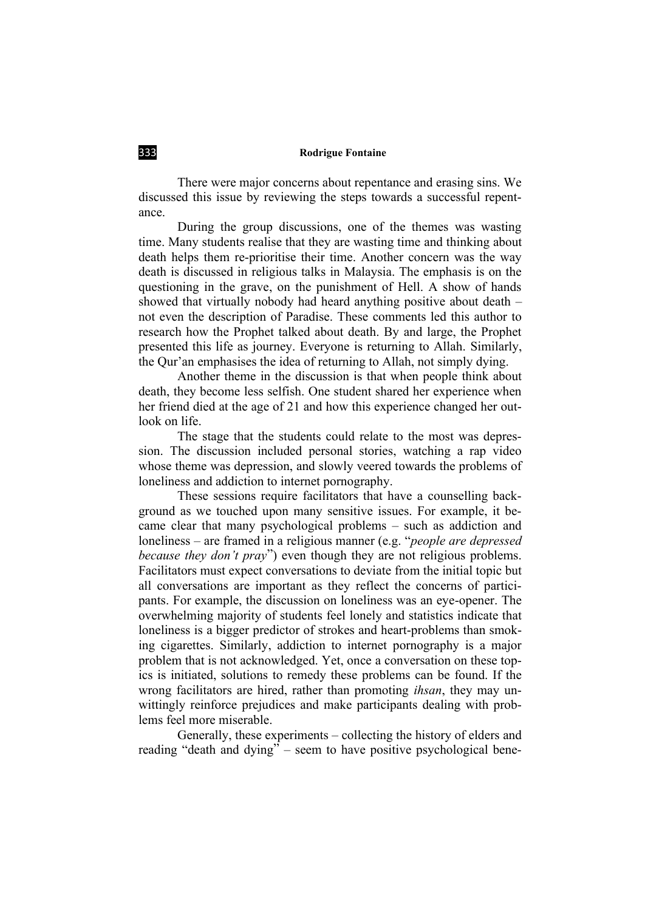There were major concerns about repentance and erasing sins. We discussed this issue by reviewing the steps towards a successful repentance.

During the group discussions, one of the themes was wasting time. Many students realise that they are wasting time and thinking about death helps them re-prioritise their time. Another concern was the way death is discussed in religious talks in Malaysia. The emphasis is on the questioning in the grave, on the punishment of Hell. A show of hands showed that virtually nobody had heard anything positive about death – not even the description of Paradise. These comments led this author to research how the Prophet talked about death. By and large, the Prophet presented this life as journey. Everyone is returning to Allah. Similarly, the Qur'an emphasises the idea of returning to Allah, not simply dying.

Another theme in the discussion is that when people think about death, they become less selfish. One student shared her experience when her friend died at the age of 21 and how this experience changed her outlook on life.

The stage that the students could relate to the most was depression. The discussion included personal stories, watching a rap video whose theme was depression, and slowly veered towards the problems of loneliness and addiction to internet pornography.

These sessions require facilitators that have a counselling background as we touched upon many sensitive issues. For example, it became clear that many psychological problems – such as addiction and loneliness – are framed in a religious manner (e.g. "*people are depressed because they don't pray*") even though they are not religious problems. Facilitators must expect conversations to deviate from the initial topic but all conversations are important as they reflect the concerns of participants. For example, the discussion on loneliness was an eye-opener. The overwhelming majority of students feel lonely and statistics indicate that loneliness is a bigger predictor of strokes and heart-problems than smoking cigarettes. Similarly, addiction to internet pornography is a major problem that is not acknowledged. Yet, once a conversation on these topics is initiated, solutions to remedy these problems can be found. If the wrong facilitators are hired, rather than promoting *ihsan*, they may unwittingly reinforce prejudices and make participants dealing with problems feel more miserable.

Generally, these experiments – collecting the history of elders and reading "death and dying" – seem to have positive psychological bene-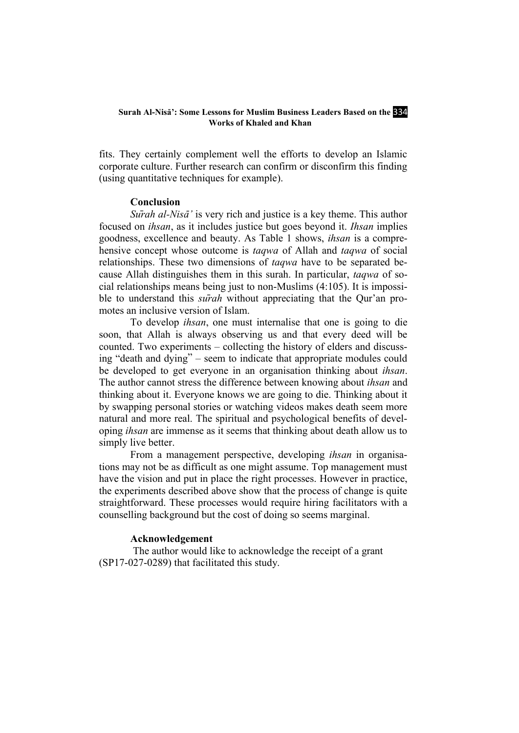fits. They certainly complement well the efforts to develop an Islamic corporate culture. Further research can confirm or disconfirm this finding (using quantitative techniques for example).

## Conclusion

*Sūrah al-Nisā'* is very rich and justice is a key theme. This author focused on *ihsan*, as it includes justice but goes beyond it. *Ihsan* implies goodness, excellence and beauty. As Table 1 shows, *ihsan* is a comprehensive concept whose outcome is *taqwa* of Allah and *taqwa* of social relationships. These two dimensions of *taqwa* have to be separated because Allah distinguishes them in this surah. In particular, *taqwa* of social relationships means being just to non-Muslims (4:105). It is impossible to understand this *sūrah* without appreciating that the Qur'an promotes an inclusive version of Islam.

To develop *ihsan*, one must internalise that one is going to die soon, that Allah is always observing us and that every deed will be counted. Two experiments – collecting the history of elders and discussing "death and dying" – seem to indicate that appropriate modules could be developed to get everyone in an organisation thinking about *ihsan*. The author cannot stress the difference between knowing about *ihsan* and thinking about it. Everyone knows we are going to die. Thinking about it by swapping personal stories or watching videos makes death seem more natural and more real. The spiritual and psychological benefits of developing *ihsan* are immense as it seems that thinking about death allow us to simply live better.

From a management perspective, developing *ihsan* in organisations may not be as difficult as one might assume. Top management must have the vision and put in place the right processes. However in practice, the experiments described above show that the process of change is quite straightforward. These processes would require hiring facilitators with a counselling background but the cost of doing so seems marginal.

## Acknowledgement

The author would like to acknowledge the receipt of a grant (SP17-027-0289) that facilitated this study.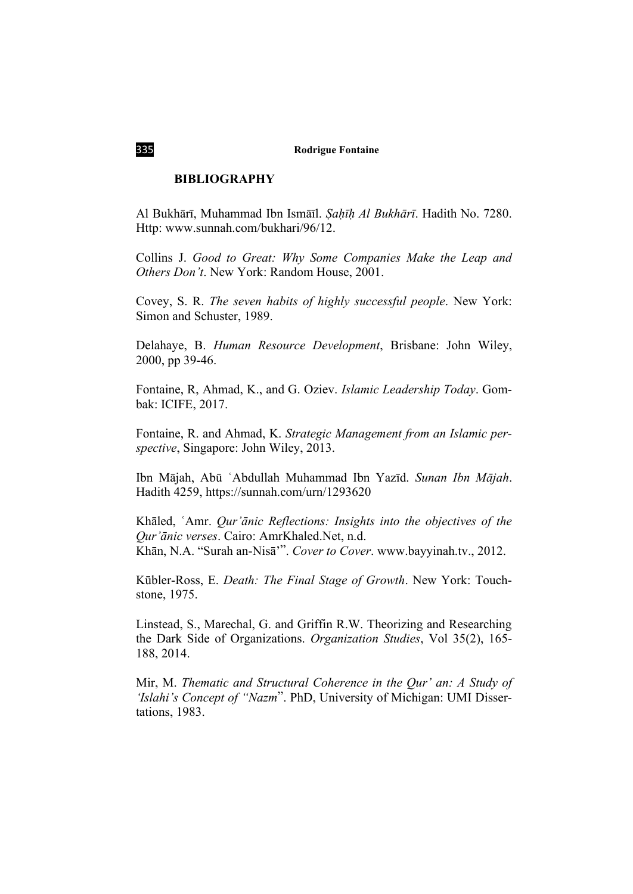## BIBLIOGRAPHY

Al Bukhārī, Muhammad Ibn Ismāīl. *Ṣaḥīḥ Al Bukhārī*. Hadith No. 7280. Http: www.sunnah.com/bukhari/96/12.

Collins J. *Good to Great: Why Some Companies Make the Leap and Others Don't*. New York: Random House, 2001.

Covey, S. R. *The seven habits of highly successful people*. New York: Simon and Schuster, 1989.

Delahaye, B. *Human Resource Development*, Brisbane: John Wiley, 2000, pp 39-46.

Fontaine, R, Ahmad, K., and G. Oziev. *Islamic Leadership Today*. Gombak: ICIFE, 2017.

Fontaine, R. and Ahmad, K. *Strategic Management from an Islamic perspective*, Singapore: John Wiley, 2013.

Ibn Mājah, Abū ʿAbdullah Muhammad Ibn Yazīd. *Sunan Ibn Mājah*. Hadith 4259, https://sunnah.com/urn/1293620

Khāled, ʿAmr. *Qur'ānic Reflections: Insights into the objectives of the Qur'ānic verses*. Cairo: AmrKhaled.Net, n.d.

Khān, N.A. "Surah an-Nisā'". *Cover to Cover*. www.bayyinah.tv., 2012.

Kūbler-Ross, E. *Death: The Final Stage of Growth*. New York: Touchstone, 1975.

Linstead, S., Marechal, G. and Griffin R.W. Theorizing and Researching the Dark Side of Organizations. *Organization Studies*, Vol 35(2), 165-188, 2014.

Mir, M. *Thematic and Structural Coherence in the Qur' an: A Study of 'Islahi's Concept of "Nazm*". PhD, University of Michigan: UMI Dissertations, 1983.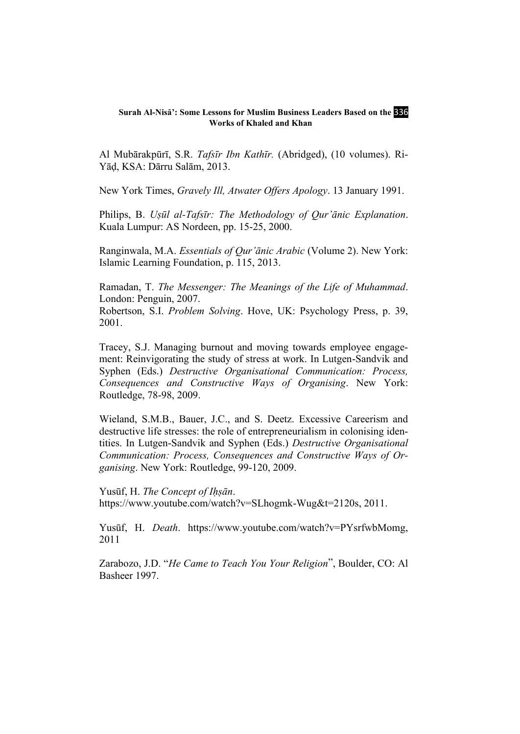Al Mubārakpūrī, S.R. *Tafsīr Ibn Kathīr.* (Abridged), (10 volumes). Ri-Yāḍ, KSA: Dārru Salām, 2013.

New York Times, *Gravely Ill, Atwater Offers Apology*. 13 January 1991.

Philips, B. *Uṣūl al-Tafsīr: The Methodology of Qur'ānic Explanation*. Kuala Lumpur: AS Nordeen, pp. 15-25, 2000.

Ranginwala, M.A. *Essentials of Qur'ānic Arabic* (Volume 2). New York: Islamic Learning Foundation, p. 115, 2013.

Ramadan, T. *The Messenger: The Meanings of the Life of Muhammad*. London: Penguin, 2007.

Robertson, S.I. *Problem Solving*. Hove, UK: Psychology Press, p. 39, 2001.

Tracey, S.J. Managing burnout and moving towards employee engagement: Reinvigorating the study of stress at work. In Lutgen-Sandvik and Syphen (Eds.) *Destructive Organisational Communication: Process, Consequences and Constructive Ways of Organising*. New York: Routledge, 78-98, 2009.

Wieland, S.M.B., Bauer, J.C., and S. Deetz. Excessive Careerism and destructive life stresses: the role of entrepreneurialism in colonising identities. In Lutgen-Sandvik and Syphen (Eds.) *Destructive Organisational Communication: Process, Consequences and Constructive Ways of Organising*. New York: Routledge, 99-120, 2009.

Yusūf, H. *The Concept of Iḥṣān*. https://www.youtube.com/watch?v=SLhogmk-Wug&t=2120s, 2011.

Yusūf, H. *Death*. https://www.youtube.com/watch?v=PYsrfwbMomg, 2011

Zarabozo, J.D. "*He Came to Teach You Your Religion*", Boulder, CO: Al Basheer 1997.